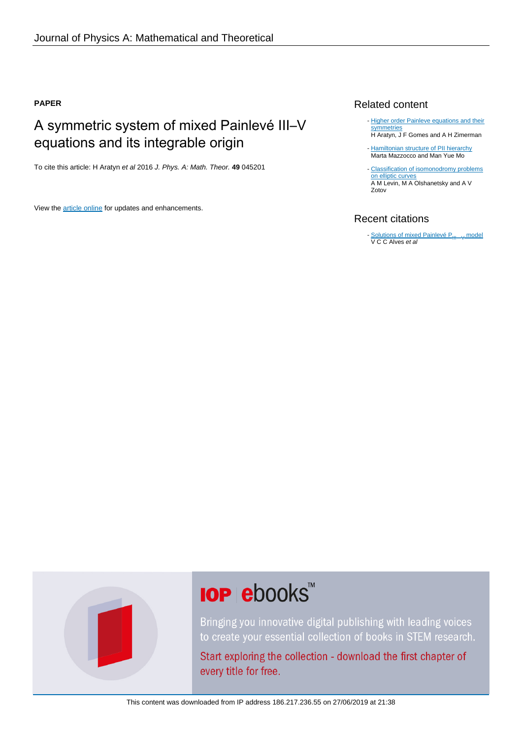Journal of Physics A: Mathematical and Theoretical

**PAPER**

# A symmetric system of mixed Painlevé III–V equations and its integrable origin

To cite this article: H Aratyn *et al* 2016 *J. Phys. A: Math. Theor.* **49** 045201

View the article online for updates and enhancements.

## Related content

- Higher order Painleve equations and their symmetries
  H Aratyn, J F Gomes and A H Zimerman
- Hamiltonian structure of PII hierarchy
  Marta Mazzocco and Man Yue Mo
- Classification of isomonodromy problems on elliptic curves
  A M Levin, M A Olshanetsky and A V Zotov

## Recent citations

- Solutions of mixed Painlevé $P_{III-V}$ model
  V C C Alves *et al*

This content was downloaded from IP address 186.217.236.55 on 27/06/2019 at 21:38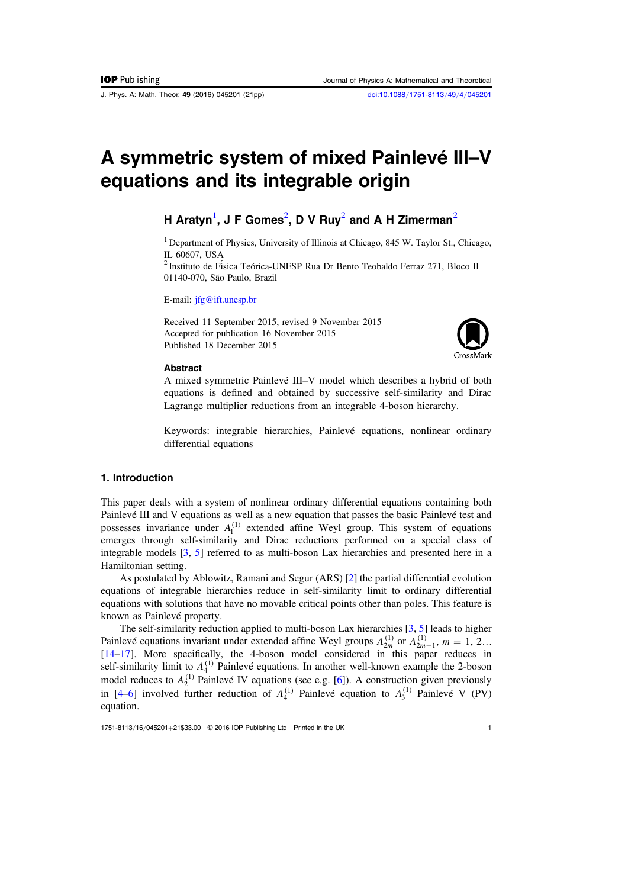# A symmetric system of mixed Painlevé III–V equations and its integrable origin

**H Aratyn[1], J F Gomes[2], D V Ruy[2] and A H Zimerman[2]**

[1] Department of Physics, University of Illinois at Chicago, 845 W. Taylor St., Chicago, IL 60607, USA

[2] Instituto de Física Teórica-UNESP Rua Dr Bento Teobaldo Ferraz 271, Bloco II 01140-070, São Paulo, Brazil

E-mail: jfg@ift.unesp.br

Received 11 September 2015, revised 9 November 2015
Accepted for publication 16 November 2015
Published 18 December 2015

### Abstract

A mixed symmetric Painlevé III–V model which describes a hybrid of both equations is defined and obtained by successive self-similarity and Dirac Lagrange multiplier reductions from an integrable 4-boson hierarchy.

Keywords: integrable hierarchies, Painlevé equations, nonlinear ordinary differential equations

## 1. Introduction

This paper deals with a system of nonlinear ordinary differential equations containing both Painlevé III and V equations as well as a new equation that passes the basic Painlevé test and possesses invariance under $A_1^{(1)}$ extended affine Weyl group. This system of equations emerges through self-similarity and Dirac reductions performed on a special class of integrable models [3, 5] referred to as multi-boson Lax hierarchies and presented here in a Hamiltonian setting.

As postulated by Ablowitz, Ramani and Segur (ARS) [2] the partial differential evolution equations of integrable hierarchies reduce in self-similarity limit to ordinary differential equations with solutions that have no movable critical points other than poles. This feature is known as Painlevé property.

The self-similarity reduction applied to multi-boson Lax hierarchies [3, 5] leads to higher Painlevé equations invariant under extended affine Weyl groups $A_{2m}^{(1)}$ or $A_{2m-1}^{(1)}$, $m = 1, 2\ldots$ [14–17]. More specifically, the 4-boson model considered in this paper reduces in self-similarity limit to $A_4^{(1)}$ Painlevé equations. In another well-known example the 2-boson model reduces to $A_2^{(1)}$ Painlevé IV equations (see e.g. [6]). A construction given previously in [4–6] involved further reduction of $A_4^{(1)}$ Painlevé equation to $A_3^{(1)}$ Painlevé V (PV) equation.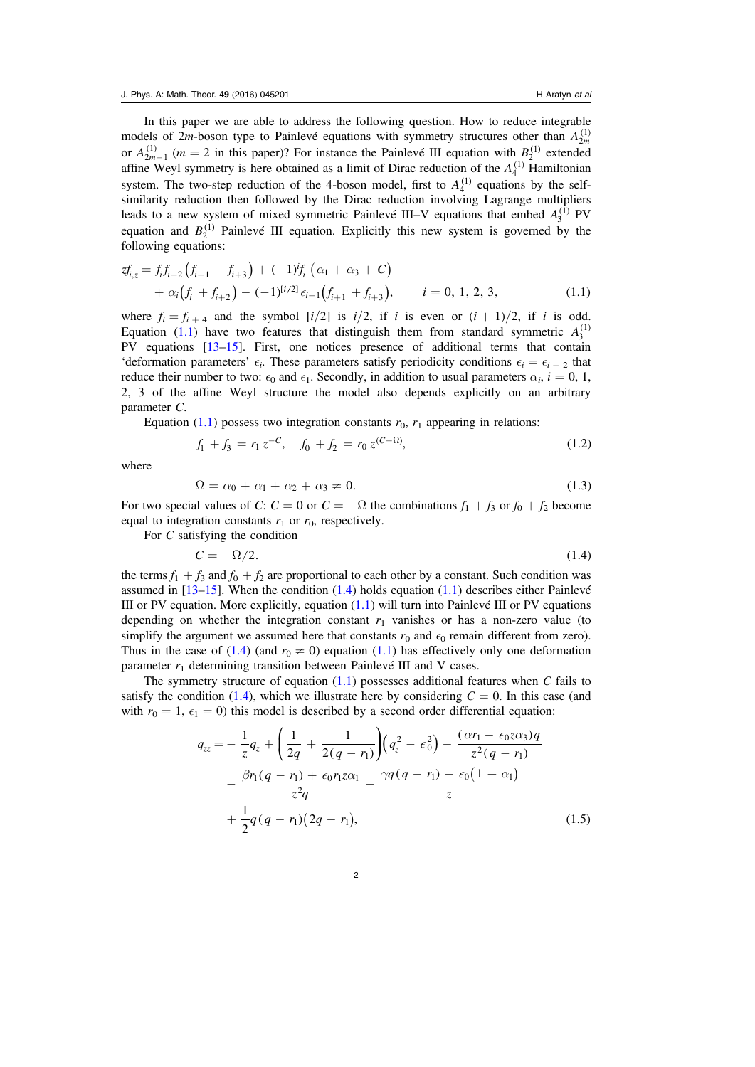In this paper we are able to address the following question. How to reduce integrable models of $2m$-boson type to Painlevé equations with symmetry structures other than $A^{(1)}_{2m}$ or $A^{(1)}_{2m-1}$ ($m = 2$ in this paper)? For instance the Painlevé III equation with $B^{(1)}_2$ extended affine Weyl symmetry is here obtained as a limit of Dirac reduction of the $A^{(1)}_4$ Hamiltonian system. The two-step reduction of the 4-boson model, first to $A^{(1)}_4$ equations by the self-similarity reduction then followed by the Dirac reduction involving Lagrange multipliers leads to a new system of mixed symmetric Painlevé III–V equations that embed $A^{(1)}_3$ PV equation and $B^{(1)}_2$ Painlevé III equation. Explicitly this new system is governed by the following equations:

$$
\begin{aligned}
z f_{i,z} = {} & f_i f_{i+2}\left(f_{i+1} - f_{i+3}\right) + (-1)^i f_i\left(\alpha_1 + \alpha_3 + C\right) \\
& + \alpha_i\left(f_i + f_{i+2}\right) - (-1)^{[i/2]}\epsilon_{i+1}\left(f_{i+1} + f_{i+3}\right), \qquad i = 0, 1, 2, 3,
\end{aligned} \tag{1.1}
$$

where $f_i = f_{i+4}$ and the symbol $[i/2]$ is $i/2$, if $i$ is even or $(i+1)/2$, if $i$ is odd. Equation (1.1) have two features that distinguish them from standard symmetric $A^{(1)}_3$ PV equations [13–15]. First, one notices presence of additional terms that contain 'deformation parameters' $\epsilon_i$. These parameters satisfy periodicity conditions $\epsilon_i = \epsilon_{i+2}$ that reduce their number to two: $\epsilon_0$ and $\epsilon_1$. Secondly, in addition to usual parameters $\alpha_i$, $i = 0, 1, 2, 3$ of the affine Weyl structure the model also depends explicitly on an arbitrary parameter $C$.

Equation (1.1) possess two integration constants $r_0$, $r_1$ appearing in relations:

$$
f_1 + f_3 = r_1 z^{-C}, \quad f_0 + f_2 = r_0 z^{(C+\Omega)}, \tag{1.2}
$$

where

$$
\Omega = \alpha_0 + \alpha_1 + \alpha_2 + \alpha_3 \neq 0. \tag{1.3}
$$

For two special values of $C$: $C = 0$ or $C = -\Omega$ the combinations $f_1 + f_3$ or $f_0 + f_2$ become equal to integration constants $r_1$ or $r_0$, respectively.

For $C$ satisfying the condition

$$
C = -\Omega/2. \tag{1.4}
$$

the terms $f_1 + f_3$ and $f_0 + f_2$ are proportional to each other by a constant. Such condition was assumed in [13–15]. When the condition (1.4) holds equation (1.1) describes either Painlevé III or PV equation. More explicitly, equation (1.1) will turn into Painlevé III or PV equations depending on whether the integration constant $r_1$ vanishes or has a non-zero value (to simplify the argument we assumed here that constants $r_0$ and $\epsilon_0$ remain different from zero). Thus in the case of (1.4) (and $r_0 \neq 0$) equation (1.1) has effectively only one deformation parameter $r_1$ determining transition between Painlevé III and V cases.

The symmetry structure of equation (1.1) possesses additional features when $C$ fails to satisfy the condition (1.4), which we illustrate here by considering $C = 0$. In this case (and with $r_0 = 1$, $\epsilon_1 = 0$) this model is described by a second order differential equation:

$$
\begin{aligned}
q_{zz} = {} & -\frac{1}{z}q_z + \left(\frac{1}{2q} + \frac{1}{2(q - r_1)}\right)\left(q_z^2 - \epsilon_0^2\right) - \frac{(\alpha r_1 - \epsilon_0 z \alpha_3)q}{z^2(q - r_1)} \\
& - \frac{\beta r_1(q - r_1) + \epsilon_0 r_1 z \alpha_1}{z^2 q} - \frac{\gamma q(q - r_1) - \epsilon_0\left(1 + \alpha_1\right)}{z} \\
& + \frac{1}{2}q(q - r_1)(2q - r_1),
\end{aligned} \tag{1.5}
$$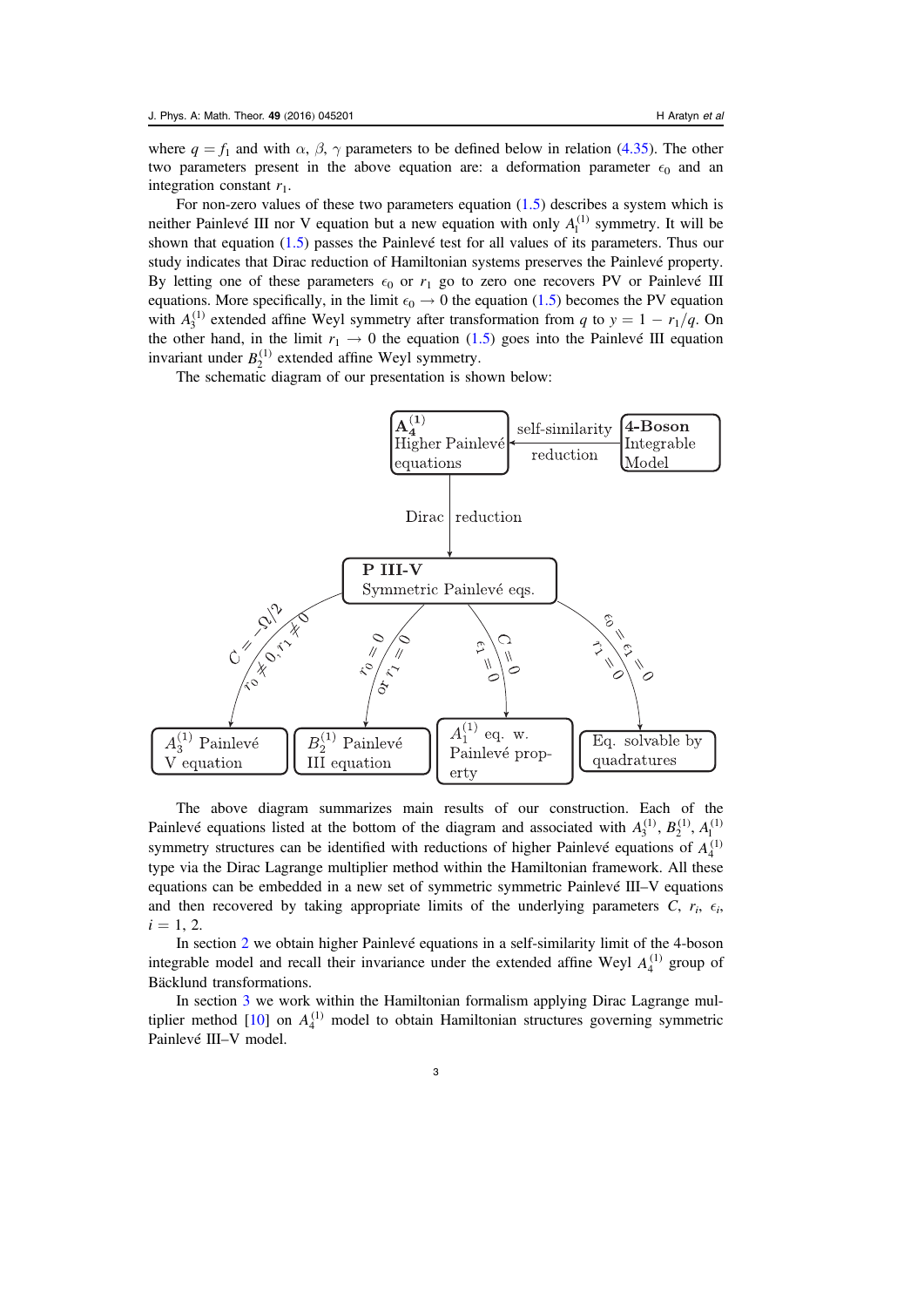where $q = f_1$ and with $\alpha$, $\beta$, $\gamma$ parameters to be defined below in relation (4.35). The other two parameters present in the above equation are: a deformation parameter $\epsilon_0$ and an integration constant $r_1$.

For non-zero values of these two parameters equation (1.5) describes a system which is neither Painlevé III nor V equation but a new equation with only $A_1^{(1)}$ symmetry. It will be shown that equation (1.5) passes the Painlevé test for all values of its parameters. Thus our study indicates that Dirac reduction of Hamiltonian systems preserves the Painlevé property. By letting one of these parameters $\epsilon_0$ or $r_1$ go to zero one recovers PV or Painlevé III equations. More specifically, in the limit $\epsilon_0 \to 0$ the equation (1.5) becomes the PV equation with $A_3^{(1)}$ extended affine Weyl symmetry after transformation from $q$ to $y = 1 - r_1/q$. On the other hand, in the limit $r_1 \to 0$ the equation (1.5) goes into the Painlevé III equation invariant under $B_2^{(1)}$ extended affine Weyl symmetry.

The schematic diagram of our presentation is shown below:

**4-Boson Integrable Model** → (self-similarity reduction) → **$A_4^{(1)}$ Higher Painlevé equations**

**$A_4^{(1)}$ Higher Painlevé equations** → (Dirac reduction) → **P III-V Symmetric Painlevé eqs.**

**P III-V Symmetric Painlevé eqs.** →
- ($C = -\Omega/2$, $r_0 \neq 0, r_1 \neq 0$) → $A_3^{(1)}$ Painlevé V equation
- ($r_0 = 0$ or $r_1 = 0$) → $B_2^{(1)}$ Painlevé III equation
- ($\epsilon_1 = 0$, $C = 0$) → $A_1^{(1)}$ eq. w. Painlevé property
- ($\epsilon_0 = \epsilon_1 = 0$, $r_1 = 0$) → Eq. solvable by quadratures

The above diagram summarizes main results of our construction. Each of the Painlevé equations listed at the bottom of the diagram and associated with $A_3^{(1)}$, $B_2^{(1)}$, $A_1^{(1)}$ symmetry structures can be identified with reductions of higher Painlevé equations of $A_4^{(1)}$ type via the Dirac Lagrange multiplier method within the Hamiltonian framework. All these equations can be embedded in a new set of symmetric symmetric Painlevé III–V equations and then recovered by taking appropriate limits of the underlying parameters $C$, $r_i$, $\epsilon_i$, $i = 1, 2$.

In section 2 we obtain higher Painlevé equations in a self-similarity limit of the 4-boson integrable model and recall their invariance under the extended affine Weyl $A_4^{(1)}$ group of Bäcklund transformations.

In section 3 we work within the Hamiltonian formalism applying Dirac Lagrange multiplier method [10] on $A_4^{(1)}$ model to obtain Hamiltonian structures governing symmetric Painlevé III–V model.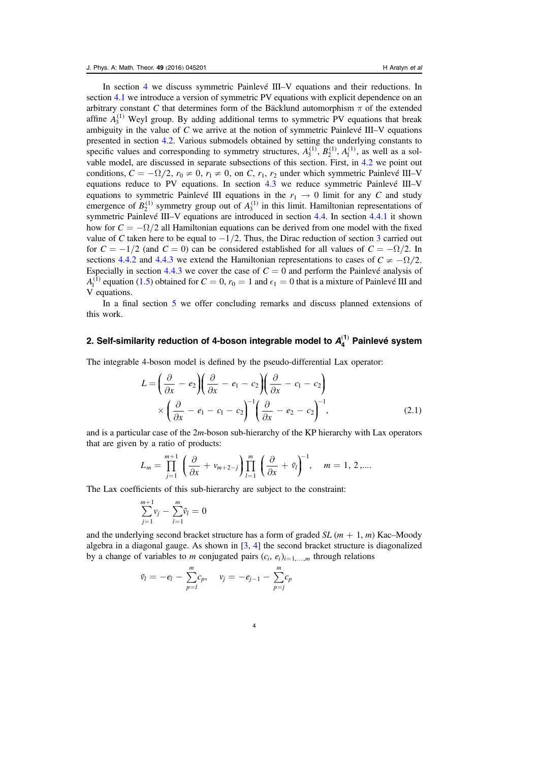In section 4 we discuss symmetric Painlevé III–V equations and their reductions. In section 4.1 we introduce a version of symmetric PV equations with explicit dependence on an arbitrary constant $C$ that determines form of the Bäcklund automorphism $\pi$ of the extended affine $A_3^{(1)}$ Weyl group. By adding additional terms to symmetric PV equations that break ambiguity in the value of $C$ we arrive at the notion of symmetric Painlevé III–V equations presented in section 4.2. Various submodels obtained by setting the underlying constants to specific values and corresponding to symmetry structures, $A_3^{(1)}$, $B_2^{(1)}$, $A_1^{(1)}$, as well as a solvable model, are discussed in separate subsections of this section. First, in 4.2 we point out conditions, $C = -\Omega/2$, $r_0 \neq 0$, $r_1 \neq 0$, on $C$, $r_1$, $r_2$ under which symmetric Painlevé III–V equations reduce to PV equations. In section 4.3 we reduce symmetric Painlevé III–V equations to symmetric Painlevé III equations in the $r_1 \to 0$ limit for any $C$ and study emergence of $B_2^{(1)}$ symmetry group out of $A_3^{(1)}$ in this limit. Hamiltonian representations of symmetric Painlevé III–V equations are introduced in section 4.4. In section 4.4.1 it shown how for $C = -\Omega/2$ all Hamiltonian equations can be derived from one model with the fixed value of $C$ taken here to be equal to $-1/2$. Thus, the Dirac reduction of section 3 carried out for $C = -1/2$ (and $C = 0$) can be considered established for all values of $C = -\Omega/2$. In sections 4.4.2 and 4.4.3 we extend the Hamiltonian representations to cases of $C \neq -\Omega/2$. Especially in section 4.4.3 we cover the case of $C = 0$ and perform the Painlevé analysis of $A_1^{(1)}$ equation (1.5) obtained for $C = 0$, $r_0 = 1$ and $\epsilon_1 = 0$ that is a mixture of Painlevé III and V equations.

In a final section 5 we offer concluding remarks and discuss planned extensions of this work.

## 2. Self-similarity reduction of 4-boson integrable model to $A_4^{(1)}$ Painlevé system

The integrable 4-boson model is defined by the pseudo-differential Lax operator:

$$L = \left(\frac{\partial}{\partial x} - e_2\right)\left(\frac{\partial}{\partial x} - e_1 - c_2\right)\left(\frac{\partial}{\partial x} - c_1 - c_2\right) \times \left(\frac{\partial}{\partial x} - e_1 - c_1 - c_2\right)^{-1}\left(\frac{\partial}{\partial x} - e_2 - c_2\right)^{-1}, \tag{2.1}$$

and is a particular case of the $2m$-boson sub-hierarchy of the KP hierarchy with Lax operators that are given by a ratio of products:

$$L_m = \prod_{j=1}^{m+1}\left(\frac{\partial}{\partial x} + v_{m+2-j}\right)\prod_{l=1}^{m}\left(\frac{\partial}{\partial x} + \tilde{v}_l\right)^{-1}, \quad m = 1, 2, \ldots.$$

The Lax coefficients of this sub-hierarchy are subject to the constraint:

$$\sum_{j=1}^{m+1} v_j - \sum_{l=1}^{m} \tilde{v}_l = 0$$

and the underlying second bracket structure has a form of graded $SL(m+1, m)$ Kac–Moody algebra in a diagonal gauge. As shown in [3, 4] the second bracket structure is diagonalized by a change of variables to $m$ conjugated pairs $(c_i, e_i)_{i=1,\ldots,m}$ through relations

$$\tilde{v}_l = -e_l - \sum_{p=l}^{m} c_p, \quad v_j = -e_{j-1} - \sum_{p=j}^{m} c_p$$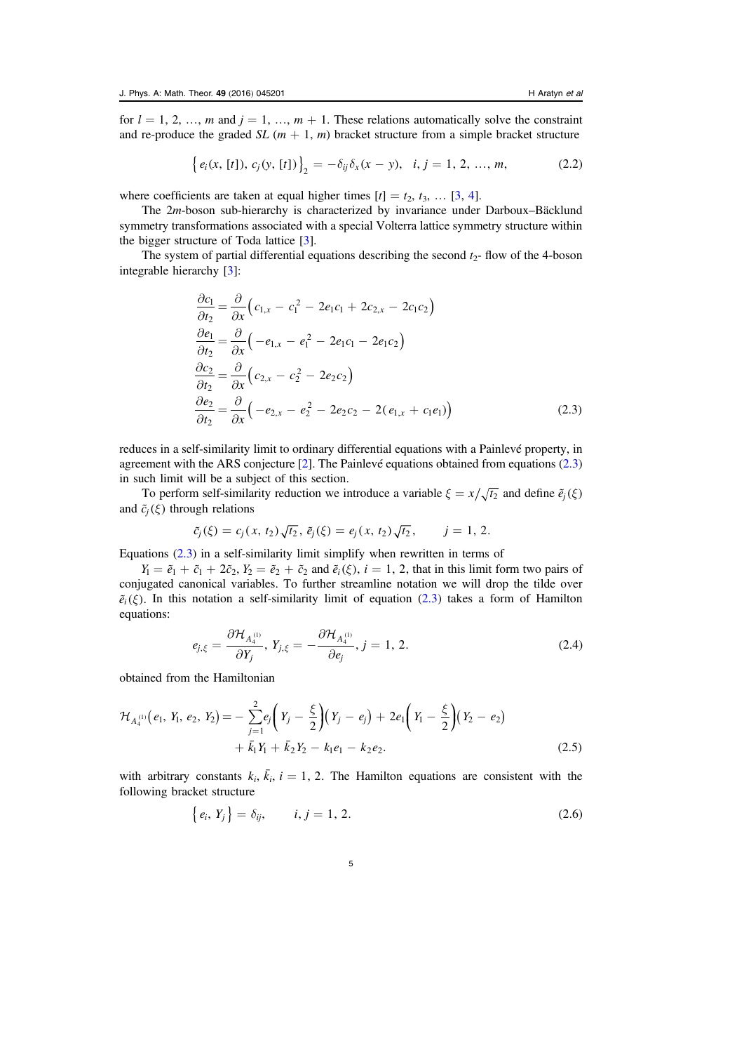for $l = 1, 2, \ldots, m$ and $j = 1, \ldots, m+1$. These relations automatically solve the constraint and re-produce the graded $SL\,(m+1, m)$ bracket structure from a simple bracket structure

$$\left\{ e_i(x, [t]),\, c_j(y, [t]) \right\}_2 = -\delta_{ij}\delta_x(x-y), \quad i, j = 1, 2, \ldots, m, \tag{2.2}$$

where coefficients are taken at equal higher times $[t] = t_2, t_3, \ldots$ [3, 4].

The $2m$-boson sub-hierarchy is characterized by invariance under Darboux–Bäcklund symmetry transformations associated with a special Volterra lattice symmetry structure within the bigger structure of Toda lattice [3].

The system of partial differential equations describing the second $t_2$- flow of the 4-boson integrable hierarchy [3]:

$$\begin{aligned}
\frac{\partial c_1}{\partial t_2} &= \frac{\partial}{\partial x}\left( c_{1,x} - c_1^2 - 2e_1c_1 + 2c_{2,x} - 2c_1c_2 \right)\\
\frac{\partial e_1}{\partial t_2} &= \frac{\partial}{\partial x}\left( -e_{1,x} - e_1^2 - 2e_1c_1 - 2e_1c_2 \right)\\
\frac{\partial c_2}{\partial t_2} &= \frac{\partial}{\partial x}\left( c_{2,x} - c_2^2 - 2e_2c_2 \right)\\
\frac{\partial e_2}{\partial t_2} &= \frac{\partial}{\partial x}\left( -e_{2,x} - e_2^2 - 2e_2c_2 - 2(e_{1,x} + c_1e_1) \right)
\end{aligned} \tag{2.3}$$

reduces in a self-similarity limit to ordinary differential equations with a Painlevé property, in agreement with the ARS conjecture [2]. The Painlevé equations obtained from equations (2.3) in such limit will be a subject of this section.

To perform self-similarity reduction we introduce a variable $\xi = x/\sqrt{t_2}$ and define $\tilde{e}_j(\xi)$ and $\tilde{c}_j(\xi)$ through relations

$$\tilde{c}_j(\xi) = c_j(x, t_2)\sqrt{t_2},\ \tilde{e}_j(\xi) = e_j(x, t_2)\sqrt{t_2}, \qquad j = 1, 2.$$

Equations (2.3) in a self-similarity limit simplify when rewritten in terms of

$Y_1 = \tilde{e}_1 + \tilde{c}_1 + 2\tilde{c}_2$, $Y_2 = \tilde{e}_2 + \tilde{c}_2$ and $\tilde{e}_i(\xi)$, $i = 1, 2$, that in this limit form two pairs of conjugated canonical variables. To further streamline notation we will drop the tilde over $\tilde{e}_i(\xi)$. In this notation a self-similarity limit of equation (2.3) takes a form of Hamilton equations:

$$e_{j,\xi} = \frac{\partial \mathcal{H}_{A_4^{(1)}}}{\partial Y_j},\ Y_{j,\xi} = -\frac{\partial \mathcal{H}_{A_4^{(1)}}}{\partial e_j},\ j = 1, 2. \tag{2.4}$$

obtained from the Hamiltonian

$$\begin{aligned}
\mathcal{H}_{A_4^{(1)}}(e_1, Y_1, e_2, Y_2) = &-\sum_{j=1}^{2} e_j\left( Y_j - \frac{\xi}{2} \right)\left( Y_j - e_j \right) + 2e_1\left( Y_1 - \frac{\xi}{2} \right)\left( Y_2 - e_2 \right)\\
&+ \bar{k}_1Y_1 + \bar{k}_2Y_2 - k_1e_1 - k_2e_2.
\end{aligned} \tag{2.5}$$

with arbitrary constants $k_i, \bar{k}_i$, $i = 1, 2$. The Hamilton equations are consistent with the following bracket structure

$$\left\{ e_i, Y_j \right\} = \delta_{ij}, \qquad i, j = 1, 2. \tag{2.6}$$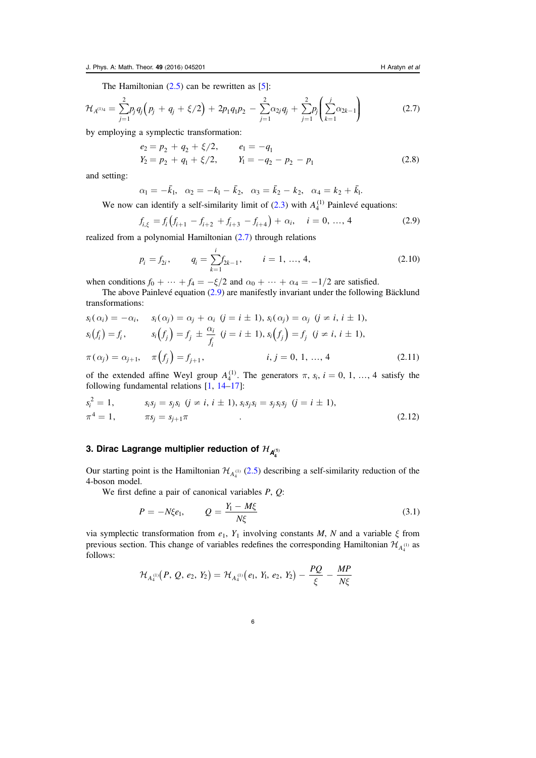The Hamiltonian (2.5) can be rewritten as [5]:

$$\mathcal{H}_{A^{(1)}4} = \sum_{j=1}^{2} p_j q_j \left( p_j + q_j + \xi/2 \right) + 2p_1 q_1 p_2 - \sum_{j=1}^{2} \alpha_{2j} q_j + \sum_{j=1}^{2} p_j \left( \sum_{k=1}^{j} \alpha_{2k-1} \right) \tag{2.7}$$

by employing a symplectic transformation:

$$\begin{aligned} e_2 &= p_2 + q_2 + \xi/2, \qquad e_1 = -q_1 \\ Y_2 &= p_2 + q_1 + \xi/2, \qquad Y_1 = -q_2 - p_2 - p_1 \end{aligned} \tag{2.8}$$

and setting:

$$\alpha_1 = -\bar{k}_1, \quad \alpha_2 = -k_1 - \bar{k}_2, \quad \alpha_3 = \bar{k}_2 - k_2, \quad \alpha_4 = k_2 + \bar{k}_1.$$

We now can identify a self-similarity limit of (2.3) with $A_4^{(1)}$ Painlevé equations:

$$f_{i,\xi} = f_i \left( f_{i+1} - f_{i+2} + f_{i+3} - f_{i+4} \right) + \alpha_i, \quad i = 0, \ldots, 4 \tag{2.9}$$

realized from a polynomial Hamiltonian (2.7) through relations

$$p_i = f_{2i}, \qquad q_i = \sum_{k=1}^{i} f_{2k-1}, \qquad i = 1, \ldots, 4, \tag{2.10}$$

when conditions $f_0 + \cdots + f_4 = -\xi/2$ and $\alpha_0 + \cdots + \alpha_4 = -1/2$ are satisfied.

The above Painlevé equation (2.9) are manifestly invariant under the following Bäcklund transformations:

$$\begin{aligned} &s_i(\alpha_i) = -\alpha_i, \quad s_i(\alpha_j) = \alpha_j + \alpha_i \ (j = i \pm 1), \ s_i(\alpha_j) = \alpha_j \ (j \neq i, i \pm 1), \\ &s_i(f_i) = f_i, \quad s_i(f_j) = f_j \pm \frac{\alpha_i}{f_i} \ (j = i \pm 1), \ s_i(f_j) = f_j \ (j \neq i, i \pm 1), \\ &\pi(\alpha_j) = \alpha_{j+1}, \quad \pi(f_j) = f_{j+1}, \qquad i, j = 0, 1, \ldots, 4 \end{aligned} \tag{2.11}$$

of the extended affine Weyl group $A_4^{(1)}$. The generators $\pi$, $s_i$, $i = 0, 1, \ldots, 4$ satisfy the following fundamental relations [1, 14–17]:

$$\begin{aligned} &s_i^2 = 1, \qquad s_i s_j = s_j s_i \ (j \neq i, i \pm 1), \ s_i s_j s_i = s_j s_i s_j \ (j = i \pm 1), \\ &\pi^4 = 1, \qquad \pi s_j = s_{j+1} \pi. \end{aligned} \tag{2.12}$$

## 3. Dirac Lagrange multiplier reduction of $\mathcal{H}_{A_4^{(1)}}$

Our starting point is the Hamiltonian $\mathcal{H}_{A_4^{(1)}}$ (2.5) describing a self-similarity reduction of the 4-boson model.

We first define a pair of canonical variables $P$, $Q$:

$$P = -N\xi e_1, \qquad Q = \frac{Y_1 - M\xi}{N\xi} \tag{3.1}$$

via symplectic transformation from $e_1$, $Y_1$ involving constants $M$, $N$ and a variable $\xi$ from previous section. This change of variables redefines the corresponding Hamiltonian $\mathcal{H}_{A_4^{(1)}}$ as follows:

$$\mathcal{H}_{A_4^{(1)}}(P, Q, e_2, Y_2) = \mathcal{H}_{A_4^{(1)}}(e_1, Y_1, e_2, Y_2) - \frac{PQ}{\xi} - \frac{MP}{N\xi}$$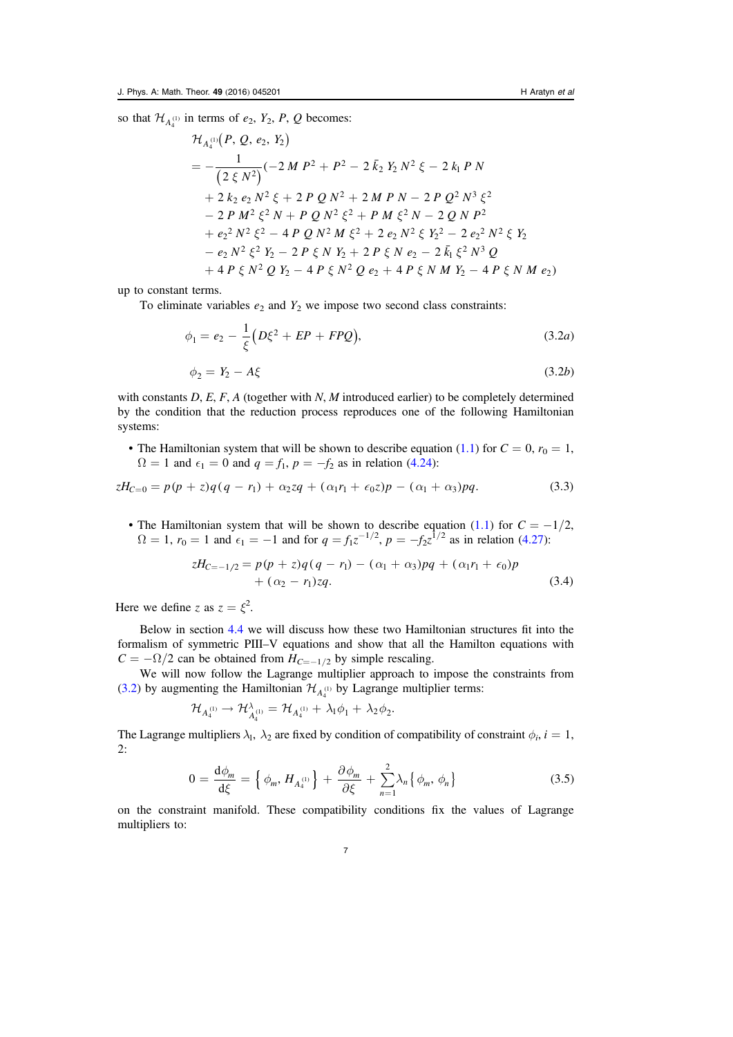so that $\mathcal{H}_{A_4^{(1)}}$ in terms of $e_2$, $Y_2$, $P$, $Q$ becomes:

$$
\begin{aligned}
&\mathcal{H}_{A_4^{(1)}}(P, Q, e_2, Y_2)\\
&= -\frac{1}{\left(2\,\xi\,N^2\right)}(-2\,M\,P^2 + P^2 - 2\,\bar{k}_2\,Y_2\,N^2\,\xi - 2\,k_1\,P\,N\\
&\quad + 2\,k_2\,e_2\,N^2\,\xi + 2\,P\,Q\,N^2 + 2\,M\,P\,N - 2\,P\,Q^2\,N^3\,\xi^2\\
&\quad - 2\,P\,M^2\,\xi^2\,N + P\,Q\,N^2\,\xi^2 + P\,M\,\xi^2\,N - 2\,Q\,N\,P^2\\
&\quad + {e_2}^2\,N^2\,\xi^2 - 4\,P\,Q\,N^2\,M\,\xi^2 + 2\,e_2\,N^2\,\xi\,{Y_2}^2 - 2\,{e_2}^2\,N^2\,\xi\,Y_2\\
&\quad - e_2\,N^2\,\xi^2\,Y_2 - 2\,P\,\xi\,N\,Y_2 + 2\,P\,\xi\,N\,e_2 - 2\,\bar{k}_1\,\xi^2\,N^3\,Q\\
&\quad + 4\,P\,\xi\,N^2\,Q\,Y_2 - 4\,P\,\xi\,N^2\,Q\,e_2 + 4\,P\,\xi\,N\,M\,Y_2 - 4\,P\,\xi\,N\,M\,e_2)
\end{aligned}
$$

up to constant terms.

To eliminate variables $e_2$ and $Y_2$ we impose two second class constraints:

$$\phi_1 = e_2 - \frac{1}{\xi}\left(D\xi^2 + EP + FPQ\right), \tag{3.2a}$$

$$\phi_2 = Y_2 - A\xi \tag{3.2b}$$

with constants $D, E, F, A$ (together with $N, M$ introduced earlier) to be completely determined by the condition that the reduction process reproduces one of the following Hamiltonian systems:

- The Hamiltonian system that will be shown to describe equation (1.1) for $C = 0$, $r_0 = 1$, $\Omega = 1$ and $\epsilon_1 = 0$ and $q = f_1$, $p = -f_2$ as in relation (4.24):

$$zH_{C=0} = p(p+z)q(q-r_1) + \alpha_2 zq + (\alpha_1 r_1 + \epsilon_0 z)p - (\alpha_1 + \alpha_3)pq. \tag{3.3}$$

- The Hamiltonian system that will be shown to describe equation (1.1) for $C = -1/2$, $\Omega = 1$, $r_0 = 1$ and $\epsilon_1 = -1$ and for $q = f_1 z^{-1/2}$, $p = -f_2 z^{1/2}$ as in relation (4.27):

$$
\begin{aligned}
zH_{C=-1/2} &= p(p+z)q(q-r_1) - (\alpha_1 + \alpha_3)pq + (\alpha_1 r_1 + \epsilon_0)p\\
&\quad + (\alpha_2 - r_1)zq.
\end{aligned} \tag{3.4}
$$

Here we define $z$ as $z = \xi^2$.

Below in section 4.4 we will discuss how these two Hamiltonian structures fit into the formalism of symmetric PIII–V equations and show that all the Hamilton equations with $C = -\Omega/2$ can be obtained from $H_{C=-1/2}$ by simple rescaling.

We will now follow the Lagrange multiplier approach to impose the constraints from (3.2) by augmenting the Hamiltonian $\mathcal{H}_{A_4^{(1)}}$ by Lagrange multiplier terms:

$$\mathcal{H}_{A_4^{(1)}} \to \mathcal{H}^{\lambda}_{A_4^{(1)}} = \mathcal{H}_{A_4^{(1)}} + \lambda_1\phi_1 + \lambda_2\phi_2.$$

The Lagrange multipliers $\lambda_1$, $\lambda_2$ are fixed by condition of compatibility of constraint $\phi_i$, $i = 1, 2$:

$$0 = \frac{\mathrm{d}\phi_m}{\mathrm{d}\xi} = \left\{\phi_m, H_{A_4^{(1)}}\right\} + \frac{\partial\phi_m}{\partial\xi} + \sum_{n=1}^{2}\lambda_n\left\{\phi_m, \phi_n\right\} \tag{3.5}$$

on the constraint manifold. These compatibility conditions fix the values of Lagrange multipliers to: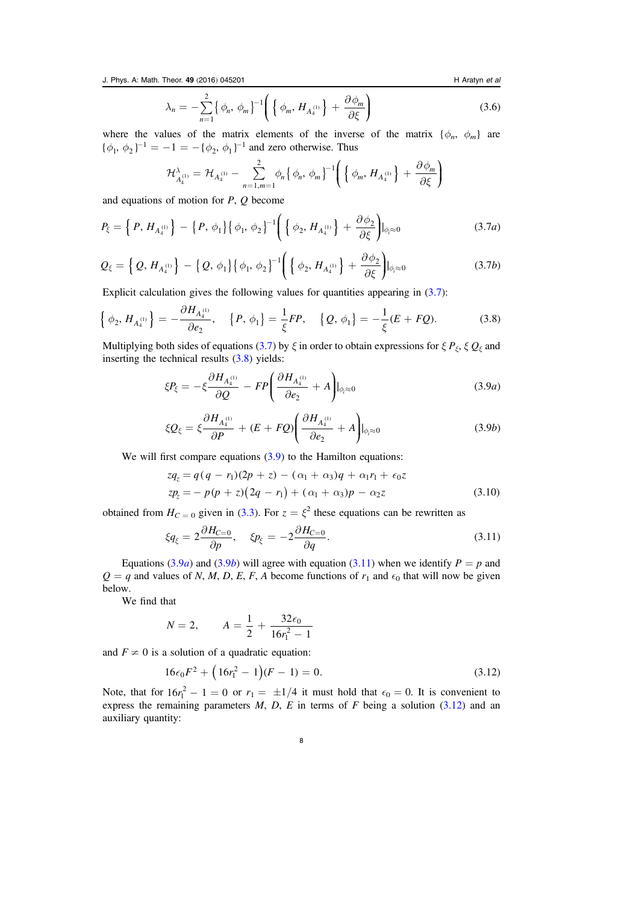$$\lambda_n = -\sum_{n=1}^{2} \{ \phi_n, \phi_m \}^{-1} \left( \left\{ \phi_m, H_{A_4^{(1)}} \right\} + \frac{\partial \phi_m}{\partial \xi} \right) \tag{3.6}$$

where the values of the matrix elements of the inverse of the matrix $\{ \phi_n, \phi_m \}$ are $\{ \phi_1, \phi_2 \}^{-1} = -1 = -\{ \phi_2, \phi_1 \}^{-1}$ and zero otherwise. Thus

$$\mathcal{H}^{\lambda}_{A_4^{(1)}} = \mathcal{H}_{A_4^{(1)}} - \sum_{n=1,m=1}^{2} \phi_n \{ \phi_n, \phi_m \}^{-1} \left( \left\{ \phi_m, H_{A_4^{(1)}} \right\} + \frac{\partial \phi_m}{\partial \xi} \right)$$

and equations of motion for $P$, $Q$ become

$$P_\xi = \left\{ P, H_{A_4^{(1)}} \right\} - \{ P, \phi_1 \} \{ \phi_1, \phi_2 \}^{-1} \left( \left\{ \phi_2, H_{A_4^{(1)}} \right\} + \frac{\partial \phi_2}{\partial \xi} \right) |_{\phi_i \approx 0} \tag{3.7a}$$

$$Q_\xi = \left\{ Q, H_{A_4^{(1)}} \right\} - \{ Q, \phi_1 \} \{ \phi_1, \phi_2 \}^{-1} \left( \left\{ \phi_2, H_{A_4^{(1)}} \right\} + \frac{\partial \phi_2}{\partial \xi} \right) |_{\phi_i \approx 0} \tag{3.7b}$$

Explicit calculation gives the following values for quantities appearing in (3.7):

$$\left\{ \phi_2, H_{A_4^{(1)}} \right\} = -\frac{\partial H_{A_4^{(1)}}}{\partial e_2}, \quad \{ P, \phi_1 \} = \frac{1}{\xi} FP, \quad \{ Q, \phi_1 \} = -\frac{1}{\xi} (E + FQ). \tag{3.8}$$

Multiplying both sides of equations (3.7) by $\xi$ in order to obtain expressions for $\xi P_\xi$, $\xi Q_\xi$ and inserting the technical results (3.8) yields:

$$\xi P_\xi = -\xi \frac{\partial H_{A_4^{(1)}}}{\partial Q} - FP \left( \frac{\partial H_{A_4^{(1)}}}{\partial e_2} + A \right) |_{\phi_i \approx 0} \tag{3.9a}$$

$$\xi Q_\xi = \xi \frac{\partial H_{A_4^{(1)}}}{\partial P} + (E + FQ) \left( \frac{\partial H_{A_4^{(1)}}}{\partial e_2} + A \right) |_{\phi_i \approx 0} \tag{3.9b}$$

We will first compare equations (3.9) to the Hamilton equations:

$$\begin{aligned} z q_z &= q(q - r_1)(2p + z) - (\alpha_1 + \alpha_3) q + \alpha_1 r_1 + \epsilon_0 z \\ z p_z &= -p(p + z)(2q - r_1) + (\alpha_1 + \alpha_3) p - \alpha_2 z \end{aligned} \tag{3.10}$$

obtained from $H_{C=0}$ given in (3.3). For $z = \xi^2$ these equations can be rewritten as

$$\xi q_\xi = 2 \frac{\partial H_{C=0}}{\partial p}, \quad \xi p_\xi = -2 \frac{\partial H_{C=0}}{\partial q}. \tag{3.11}$$

Equations (3.9a) and (3.9b) will agree with equation (3.11) when we identify $P = p$ and $Q = q$ and values of $N, M, D, E, F, A$ become functions of $r_1$ and $\epsilon_0$ that will now be given below.

We find that

$$N = 2, \qquad A = \frac{1}{2} + \frac{32\epsilon_0}{16r_1^2 - 1}$$

and $F \neq 0$ is a solution of a quadratic equation:

$$16\epsilon_0 F^2 + \left( 16r_1^2 - 1 \right)(F - 1) = 0. \tag{3.12}$$

Note, that for $16r_1^2 - 1 = 0$ or $r_1 = \pm 1/4$ it must hold that $\epsilon_0 = 0$. It is convenient to express the remaining parameters $M, D, E$ in terms of $F$ being a solution (3.12) and an auxiliary quantity: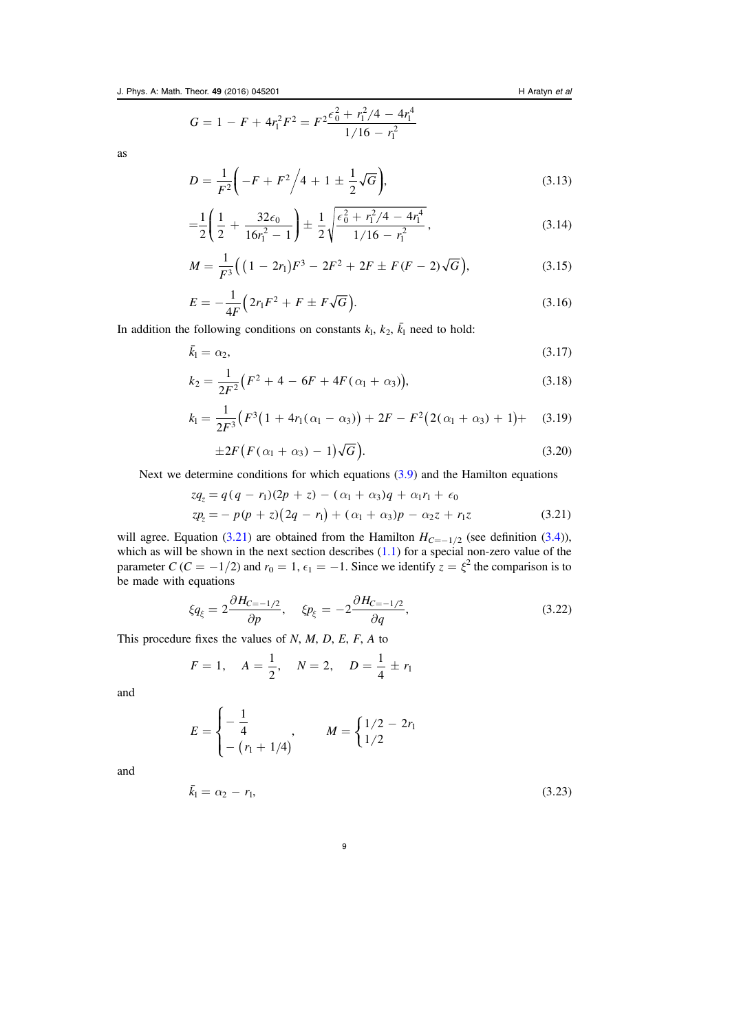$$G = 1 - F + 4r_1^2 F^2 = F^2 \frac{\epsilon_0^2 + r_1^2/4 - 4r_1^4}{1/16 - r_1^2}$$

as

$$D = \frac{1}{F^2}\left( -F + F^2\big/4 + 1 \pm \frac{1}{2}\sqrt{G} \right), \tag{3.13}$$

$$= \frac{1}{2}\left( \frac{1}{2} + \frac{32\epsilon_0}{16r_1^2 - 1} \right) \pm \frac{1}{2}\sqrt{\frac{\epsilon_0^2 + r_1^2/4 - 4r_1^4}{1/16 - r_1^2}}, \tag{3.14}$$

$$M = \frac{1}{F^3}\Big( \big(1 - 2r_1\big)F^3 - 2F^2 + 2F \pm F(F-2)\sqrt{G} \Big), \tag{3.15}$$

$$E = -\frac{1}{4F}\Big( 2r_1 F^2 + F \pm F\sqrt{G} \Big). \tag{3.16}$$

In addition the following conditions on constants $k_1$, $k_2$, $\bar{k}_1$ need to hold:

$$\bar{k}_1 = \alpha_2, \tag{3.17}$$

$$k_2 = \frac{1}{2F^2}\Big( F^2 + 4 - 6F + 4F(\alpha_1 + \alpha_3) \Big), \tag{3.18}$$

$$k_1 = \frac{1}{2F^3}\Big( F^3\big(1 + 4r_1(\alpha_1 - \alpha_3)\big) + 2F - F^2\big(2(\alpha_1 + \alpha_3) + 1\big) + \tag{3.19}$$

$$\pm 2F\big(F(\alpha_1 + \alpha_3) - 1\big)\sqrt{G} \Big). \tag{3.20}$$

Next we determine conditions for which equations (3.9) and the Hamilton equations

$$\begin{aligned} zq_z &= q(q - r_1)(2p + z) - (\alpha_1 + \alpha_3)q + \alpha_1 r_1 + \epsilon_0 \\ zp_z &= -p(p+z)\big(2q - r_1\big) + (\alpha_1 + \alpha_3)p - \alpha_2 z + r_1 z \end{aligned} \tag{3.21}$$

will agree. Equation (3.21) are obtained from the Hamilton $H_{C=-1/2}$ (see definition (3.4)), which as will be shown in the next section describes (1.1) for a special non-zero value of the parameter $C$ ($C = -1/2$) and $r_0 = 1$, $\epsilon_1 = -1$. Since we identify $z = \xi^2$ the comparison is to be made with equations

$$\xi q_\xi = 2\frac{\partial H_{C=-1/2}}{\partial p}, \quad \xi p_\xi = -2\frac{\partial H_{C=-1/2}}{\partial q}, \tag{3.22}$$

This procedure fixes the values of $N$, $M$, $D$, $E$, $F$, $A$ to

$$F = 1, \quad A = \frac{1}{2}, \quad N = 2, \quad D = \frac{1}{4} \pm r_1$$

and

$$E = \begin{cases} -\dfrac{1}{4} \\ -\big(r_1 + 1/4\big) \end{cases}, \qquad M = \begin{cases} 1/2 - 2r_1 \\ 1/2 \end{cases}$$

and

$$\bar{k}_1 = \alpha_2 - r_1, \tag{3.23}$$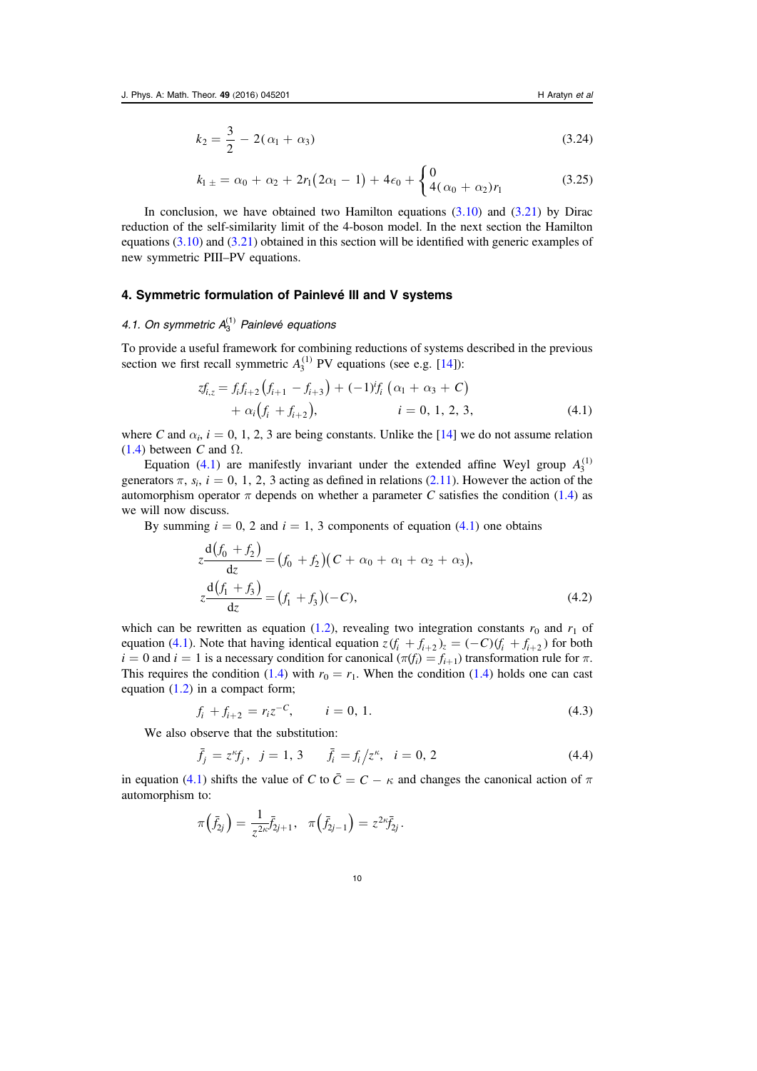$$k_2 = \frac{3}{2} - 2(\alpha_1 + \alpha_3) \tag{3.24}$$

$$k_{1\,\pm} = \alpha_0 + \alpha_2 + 2r_1(2\alpha_1 - 1) + 4\epsilon_0 + \begin{cases} 0 \\ 4(\alpha_0 + \alpha_2)r_1 \end{cases} \tag{3.25}$$

In conclusion, we have obtained two Hamilton equations (3.10) and (3.21) by Dirac reduction of the self-similarity limit of the 4-boson model. In the next section the Hamilton equations (3.10) and (3.21) obtained in this section will be identified with generic examples of new symmetric PIII–PV equations.

## 4. Symmetric formulation of Painlevé III and V systems

### 4.1. On symmetric $A_3^{(1)}$ Painlevé equations

To provide a useful framework for combining reductions of systems described in the previous section we first recall symmetric $A_3^{(1)}$ PV equations (see e.g. [14]):

$$\begin{aligned} z f_{i,z} = {} & f_i f_{i+2}\left(f_{i+1} - f_{i+3}\right) + (-1)^i f_i \left(\alpha_1 + \alpha_3 + C\right) \\ & + \alpha_i\left(f_i + f_{i+2}\right), \qquad\qquad i = 0, 1, 2, 3, \end{aligned} \tag{4.1}$$

where $C$ and $\alpha_i$, $i = 0, 1, 2, 3$ are being constants. Unlike the [14] we do not assume relation (1.4) between $C$ and $\Omega$.

Equation (4.1) are manifestly invariant under the extended affine Weyl group $A_3^{(1)}$ generators $\pi$, $s_i$, $i = 0, 1, 2, 3$ acting as defined in relations (2.11). However the action of the automorphism operator $\pi$ depends on whether a parameter $C$ satisfies the condition (1.4) as we will now discuss.

By summing $i = 0, 2$ and $i = 1, 3$ components of equation (4.1) one obtains

$$\begin{aligned} z\frac{\mathrm{d}\left(f_0 + f_2\right)}{\mathrm{d}z} &= \left(f_0 + f_2\right)\left(C + \alpha_0 + \alpha_1 + \alpha_2 + \alpha_3\right), \\ z\frac{\mathrm{d}\left(f_1 + f_3\right)}{\mathrm{d}z} &= \left(f_1 + f_3\right)(-C), \end{aligned} \tag{4.2}$$

which can be rewritten as equation (1.2), revealing two integration constants $r_0$ and $r_1$ of equation (4.1). Note that having identical equation $z(f_i + f_{i+2})_z = (-C)(f_i + f_{i+2})$ for both $i = 0$ and $i = 1$ is a necessary condition for canonical ($\pi(f_i) = f_{i+1}$) transformation rule for $\pi$. This requires the condition (1.4) with $r_0 = r_1$. When the condition (1.4) holds one can cast equation (1.2) in a compact form;

$$f_i + f_{i+2} = r_i z^{-C}, \qquad i = 0, 1. \tag{4.3}$$

We also observe that the substitution:

$$\bar{f}_j = z^{\kappa} f_j, \;\; j = 1, 3 \qquad \bar{f}_i = f_i / z^{\kappa}, \;\; i = 0, 2 \tag{4.4}$$

in equation (4.1) shifts the value of $C$ to $\bar{C} = C - \kappa$ and changes the canonical action of $\pi$ automorphism to:

$$\pi\left(\bar{f}_{2j}\right) = \frac{1}{z^{2\kappa}}\bar{f}_{2j+1}, \;\; \pi\left(\bar{f}_{2j-1}\right) = z^{2\kappa}\bar{f}_{2j}.$$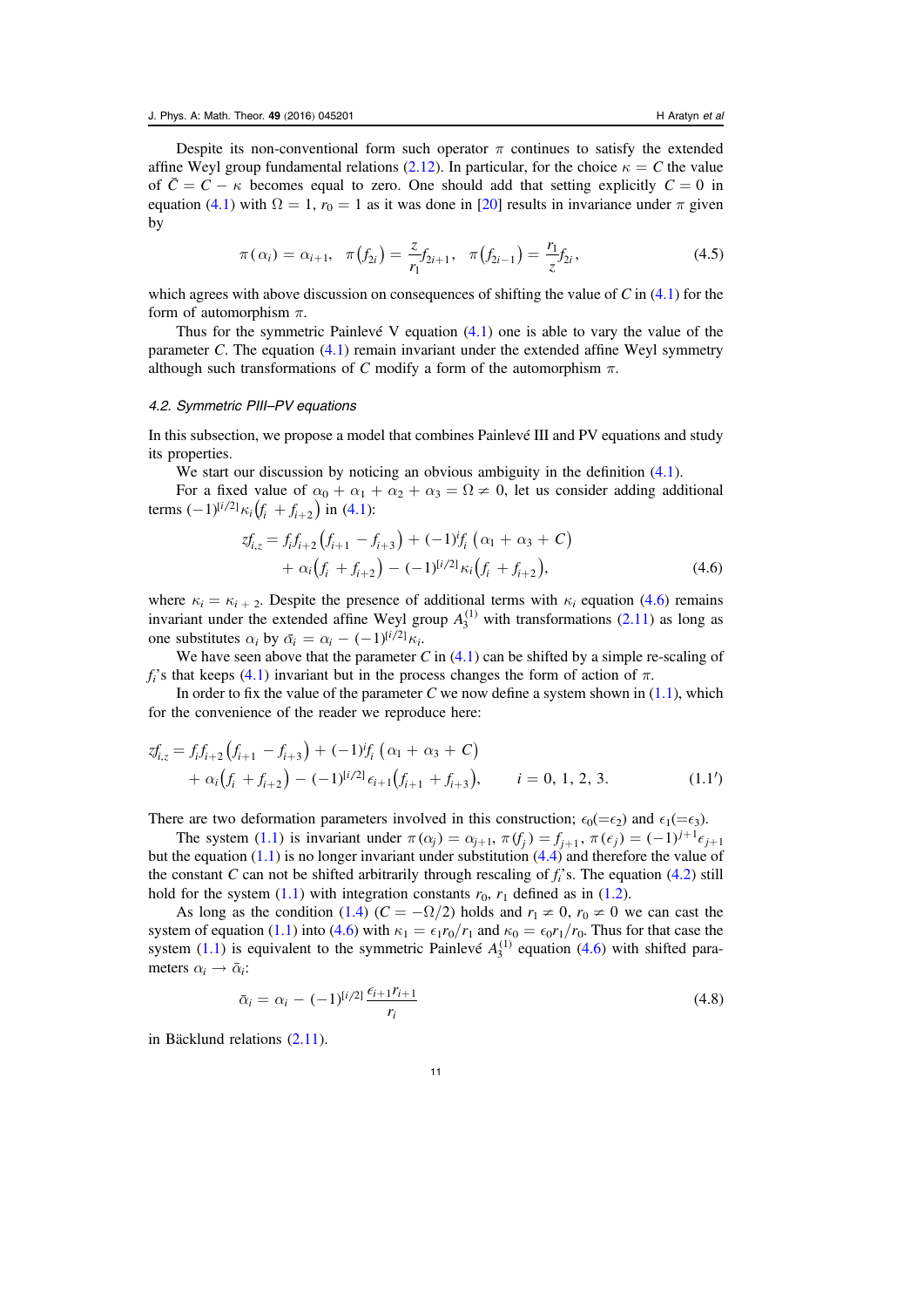Despite its non-conventional form such operator $\pi$ continues to satisfy the extended affine Weyl group fundamental relations (2.12). In particular, for the choice $\kappa = C$ the value of $\bar{C} = C - \kappa$ becomes equal to zero. One should add that setting explicitly $C = 0$ in equation (4.1) with $\Omega = 1$, $r_0 = 1$ as it was done in [20] results in invariance under $\pi$ given by

$$\pi(\alpha_i) = \alpha_{i+1}, \quad \pi(f_{2i}) = \frac{z}{r_1} f_{2i+1}, \quad \pi(f_{2i-1}) = \frac{r_1}{z} f_{2i}, \tag{4.5}$$

which agrees with above discussion on consequences of shifting the value of $C$ in (4.1) for the form of automorphism $\pi$.

Thus for the symmetric Painlevé V equation (4.1) one is able to vary the value of the parameter $C$. The equation (4.1) remain invariant under the extended affine Weyl symmetry although such transformations of $C$ modify a form of the automorphism $\pi$.

### 4.2. Symmetric PIII–PV equations

In this subsection, we propose a model that combines Painlevé III and PV equations and study its properties.

We start our discussion by noticing an obvious ambiguity in the definition (4.1).

For a fixed value of $\alpha_0 + \alpha_1 + \alpha_2 + \alpha_3 = \Omega \neq 0$, let us consider adding additional terms $(-1)^{[i/2]} \kappa_i (f_i + f_{i+2})$ in (4.1):

$$\begin{aligned} z f_{i,z} = f_i f_{i+2} (f_{i+1} - f_{i+3}) + (-1)^i f_i (\alpha_1 + \alpha_3 + C) \\ + \alpha_i (f_i + f_{i+2}) - (-1)^{[i/2]} \kappa_i (f_i + f_{i+2}), \end{aligned} \tag{4.6}$$

where $\kappa_i = \kappa_{i+2}$. Despite the presence of additional terms with $\kappa_i$ equation (4.6) remains invariant under the extended affine Weyl group $A_3^{(1)}$ with transformations (2.11) as long as one substitutes $\alpha_i$ by $\bar{\alpha}_i = \alpha_i - (-1)^{[i/2]} \kappa_i$.

We have seen above that the parameter $C$ in (4.1) can be shifted by a simple re-scaling of $f_i$'s that keeps (4.1) invariant but in the process changes the form of action of $\pi$.

In order to fix the value of the parameter $C$ we now define a system shown in (1.1), which for the convenience of the reader we reproduce here:

$$\begin{aligned} z f_{i,z} = f_i f_{i+2} (f_{i+1} - f_{i+3}) + (-1)^i f_i (\alpha_1 + \alpha_3 + C) \\ + \alpha_i (f_i + f_{i+2}) - (-1)^{[i/2]} \epsilon_{i+1} (f_{i+1} + f_{i+3}), \qquad i = 0, 1, 2, 3. \end{aligned} \tag{1.1'}$$

There are two deformation parameters involved in this construction; $\epsilon_0 (= \epsilon_2)$ and $\epsilon_1 (= \epsilon_3)$.

The system (1.1) is invariant under $\pi(\alpha_j) = \alpha_{j+1}$, $\pi(f_j) = f_{j+1}$, $\pi(\epsilon_j) = (-1)^{j+1} \epsilon_{j+1}$ but the equation (1.1) is no longer invariant under substitution (4.4) and therefore the value of the constant $C$ can not be shifted arbitrarily through rescaling of $f_i$'s. The equation (4.2) still hold for the system (1.1) with integration constants $r_0$, $r_1$ defined as in (1.2).

As long as the condition (1.4) ($C = -\Omega/2$) holds and $r_1 \neq 0$, $r_0 \neq 0$ we can cast the system of equation (1.1) into (4.6) with $\kappa_1 = \epsilon_1 r_0 / r_1$ and $\kappa_0 = \epsilon_0 r_1 / r_0$. Thus for that case the system (1.1) is equivalent to the symmetric Painlevé $A_3^{(1)}$ equation (4.6) with shifted parameters $\alpha_i \to \bar{\alpha}_i$:

$$\bar{\alpha}_i = \alpha_i - (-1)^{[i/2]} \frac{\epsilon_{i+1} r_{i+1}}{r_i} \tag{4.8}$$

in Bäcklund relations (2.11).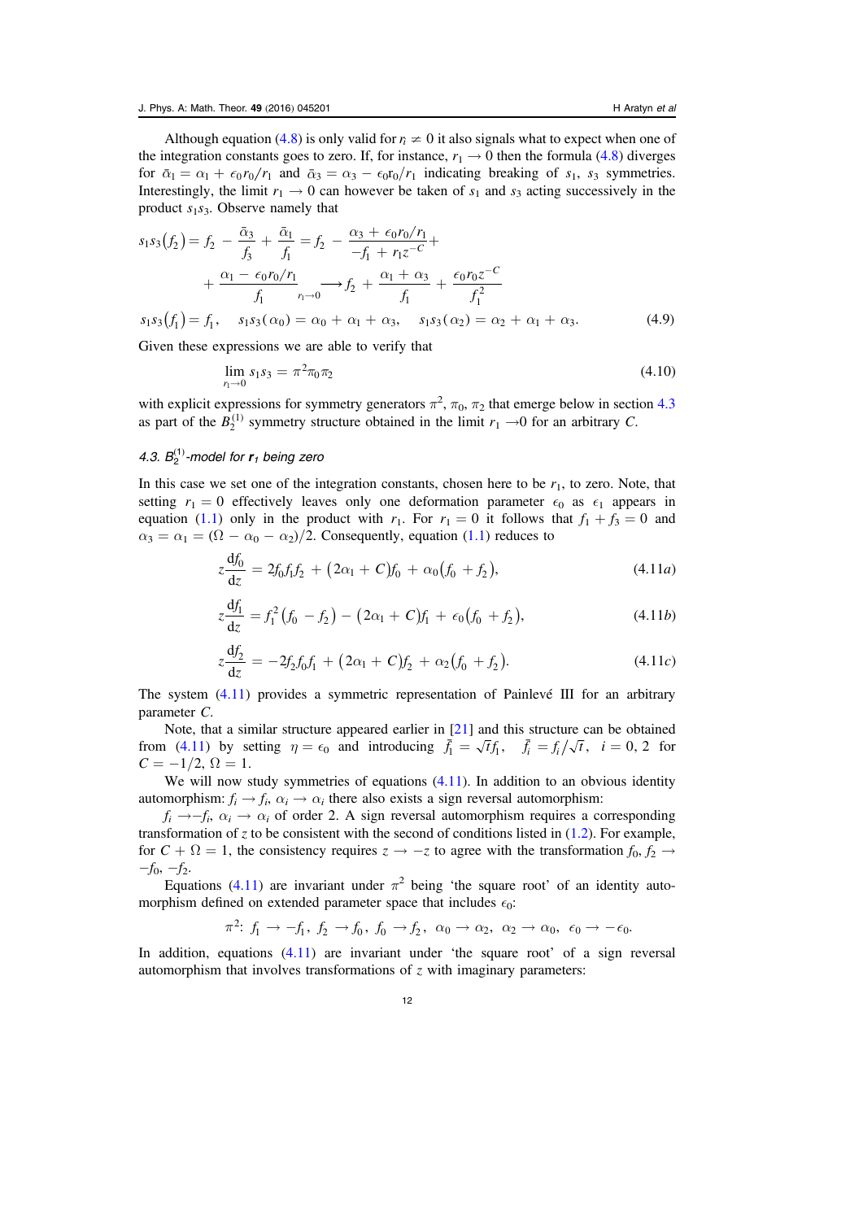Although equation (4.8) is only valid for $r_i \neq 0$ it also signals what to expect when one of the integration constants goes to zero. If, for instance, $r_1 \to 0$ then the formula (4.8) diverges for $\bar{\alpha}_1 = \alpha_1 + \epsilon_0 r_0/r_1$ and $\bar{\alpha}_3 = \alpha_3 - \epsilon_0 r_0/r_1$ indicating breaking of $s_1$, $s_3$ symmetries. Interestingly, the limit $r_1 \to 0$ can however be taken of $s_1$ and $s_3$ acting successively in the product $s_1 s_3$. Observe namely that

$$
\begin{aligned}
s_1 s_3(f_2) &= f_2 - \frac{\bar{\alpha}_3}{f_3} + \frac{\bar{\alpha}_1}{f_1} = f_2 - \frac{\alpha_3 + \epsilon_0 r_0/r_1}{-f_1 + r_1 z^{-C}} + \\
&\quad + \frac{\alpha_1 - \epsilon_0 r_0/r_1}{f_1} \underset{r_1 \to 0}{\longrightarrow} f_2 + \frac{\alpha_1 + \alpha_3}{f_1} + \frac{\epsilon_0 r_0 z^{-C}}{f_1^2} \\
s_1 s_3(f_1) &= f_1, \quad s_1 s_3(\alpha_0) = \alpha_0 + \alpha_1 + \alpha_3, \quad s_1 s_3(\alpha_2) = \alpha_2 + \alpha_1 + \alpha_3.
\end{aligned} \tag{4.9}
$$

Given these expressions we are able to verify that

$$
\lim_{r_1 \to 0} s_1 s_3 = \pi^2 \pi_0 \pi_2 \tag{4.10}
$$

with explicit expressions for symmetry generators $\pi^2$, $\pi_0$, $\pi_2$ that emerge below in section 4.3 as part of the $B_2^{(1)}$ symmetry structure obtained in the limit $r_1 \to 0$ for an arbitrary $C$.

### 4.3. $B_2^{(1)}$-model for $r_1$ being zero

In this case we set one of the integration constants, chosen here to be $r_1$, to zero. Note, that setting $r_1 = 0$ effectively leaves only one deformation parameter $\epsilon_0$ as $\epsilon_1$ appears in equation (1.1) only in the product with $r_1$. For $r_1 = 0$ it follows that $f_1 + f_3 = 0$ and $\alpha_3 = \alpha_1 = (\Omega - \alpha_0 - \alpha_2)/2$. Consequently, equation (1.1) reduces to

$$
z\frac{\mathrm{d}f_0}{\mathrm{d}z} = 2f_0 f_1 f_2 + (2\alpha_1 + C)f_0 + \alpha_0(f_0 + f_2), \tag{4.11a}
$$

$$
z\frac{\mathrm{d}f_1}{\mathrm{d}z} = f_1^2(f_0 - f_2) - (2\alpha_1 + C)f_1 + \epsilon_0(f_0 + f_2), \tag{4.11b}
$$

$$
z\frac{\mathrm{d}f_2}{\mathrm{d}z} = -2f_2 f_0 f_1 + (2\alpha_1 + C)f_2 + \alpha_2(f_0 + f_2). \tag{4.11c}
$$

The system (4.11) provides a symmetric representation of Painlevé III for an arbitrary parameter $C$.

Note, that a similar structure appeared earlier in [21] and this structure can be obtained from (4.11) by setting $\eta = \epsilon_0$ and introducing $\bar{f}_1 = \sqrt{t} f_1$, $\bar{f}_i = f_i/\sqrt{t}$, $i = 0, 2$ for $C = -1/2$, $\Omega = 1$.

We will now study symmetries of equations (4.11). In addition to an obvious identity automorphism: $f_i \to f_i$, $\alpha_i \to \alpha_i$ there also exists a sign reversal automorphism:

$f_i \to -f_i$, $\alpha_i \to \alpha_i$ of order 2. A sign reversal automorphism requires a corresponding transformation of $z$ to be consistent with the second of conditions listed in (1.2). For example, for $C + \Omega = 1$, the consistency requires $z \to -z$ to agree with the transformation $f_0, f_2 \to -f_0, -f_2$.

Equations (4.11) are invariant under $\pi^2$ being 'the square root' of an identity automorphism defined on extended parameter space that includes $\epsilon_0$:

$$
\pi^2\colon\ f_1 \to -f_1,\ f_2 \to f_0,\ f_0 \to f_2,\ \alpha_0 \to \alpha_2,\ \alpha_2 \to \alpha_0,\ \epsilon_0 \to -\epsilon_0.
$$

In addition, equations (4.11) are invariant under 'the square root' of a sign reversal automorphism that involves transformations of $z$ with imaginary parameters: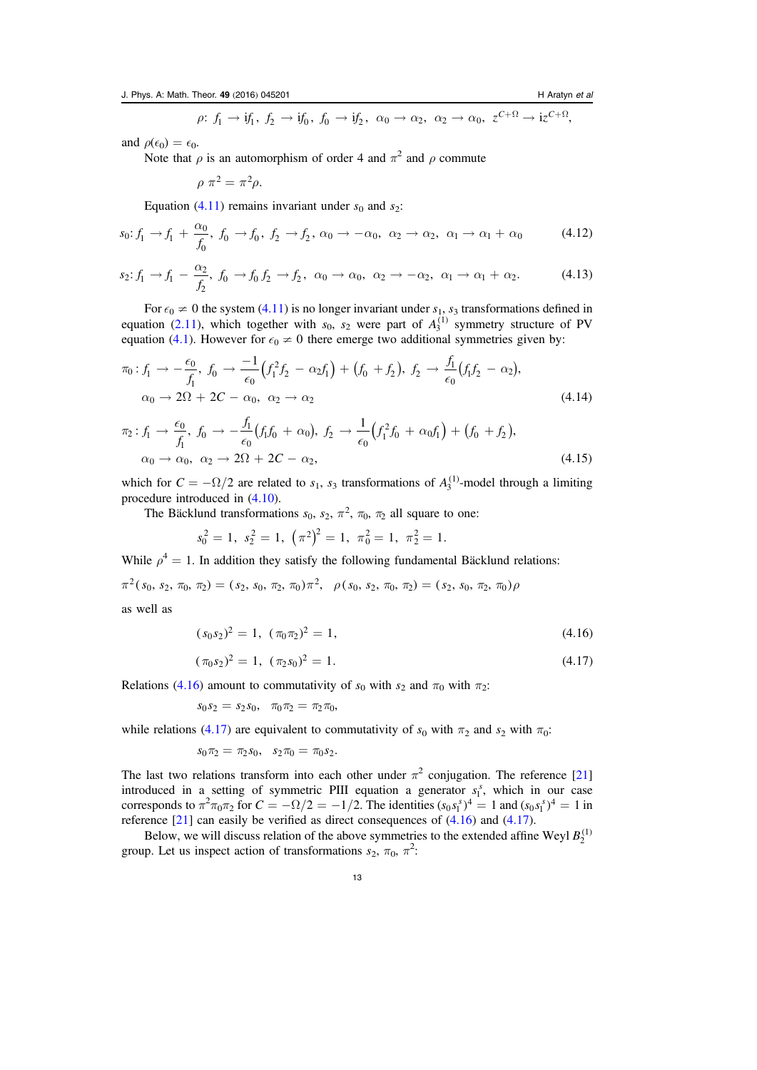$$\rho:\; f_1 \to \mathrm{i} f_1,\; f_2 \to \mathrm{i} f_0,\; f_0 \to \mathrm{i} f_2,\; \alpha_0 \to \alpha_2,\; \alpha_2 \to \alpha_0,\; z^{C+\Omega} \to \mathrm{i} z^{C+\Omega},$$

and $\rho(\epsilon_0) = \epsilon_0$.

Note that $\rho$ is an automorphism of order 4 and $\pi^2$ and $\rho$ commute

$$\rho\, \pi^2 = \pi^2 \rho.$$

Equation (4.11) remains invariant under $s_0$ and $s_2$:

$$s_0\colon f_1 \to f_1 + \frac{\alpha_0}{f_0},\; f_0 \to f_0,\; f_2 \to f_2,\; \alpha_0 \to -\alpha_0,\; \alpha_2 \to \alpha_2,\; \alpha_1 \to \alpha_1 + \alpha_0 \tag{4.12}$$

$$s_2\colon f_1 \to f_1 - \frac{\alpha_2}{f_2},\; f_0 \to f_0 f_2 \to f_2,\; \alpha_0 \to \alpha_0,\; \alpha_2 \to -\alpha_2,\; \alpha_1 \to \alpha_1 + \alpha_2. \tag{4.13}$$

For $\epsilon_0 \neq 0$ the system (4.11) is no longer invariant under $s_1$, $s_3$ transformations defined in equation (2.11), which together with $s_0$, $s_2$ were part of $A_3^{(1)}$ symmetry structure of PV equation (4.1). However for $\epsilon_0 \neq 0$ there emerge two additional symmetries given by:

$$\begin{aligned}
\pi_0 : f_1 &\to -\frac{\epsilon_0}{f_1},\; f_0 \to \frac{-1}{\epsilon_0}\left(f_1^2 f_2 - \alpha_2 f_1\right) + \left(f_0 + f_2\right),\; f_2 \to \frac{f_1}{\epsilon_0}\left(f_1 f_2 - \alpha_2\right), \\
\alpha_0 &\to 2\Omega + 2C - \alpha_0,\; \alpha_2 \to \alpha_2
\end{aligned} \tag{4.14}$$

$$\begin{aligned}
\pi_2 : f_1 &\to \frac{\epsilon_0}{f_1},\; f_0 \to -\frac{f_1}{\epsilon_0}\left(f_1 f_0 + \alpha_0\right),\; f_2 \to \frac{1}{\epsilon_0}\left(f_1^2 f_0 + \alpha_0 f_1\right) + \left(f_0 + f_2\right), \\
\alpha_0 &\to \alpha_0,\; \alpha_2 \to 2\Omega + 2C - \alpha_2,
\end{aligned} \tag{4.15}$$

which for $C = -\Omega/2$ are related to $s_1$, $s_3$ transformations of $A_3^{(1)}$-model through a limiting procedure introduced in (4.10).

The Bäcklund transformations $s_0$, $s_2$, $\pi^2$, $\pi_0$, $\pi_2$ all square to one:

$$s_0^2 = 1,\; s_2^2 = 1,\; \left(\pi^2\right)^2 = 1,\; \pi_0^2 = 1,\; \pi_2^2 = 1.$$

While $\rho^4 = 1$. In addition they satisfy the following fundamental Bäcklund relations:

$$\pi^2(s_0, s_2, \pi_0, \pi_2) = (s_2, s_0, \pi_2, \pi_0)\pi^2, \quad \rho(s_0, s_2, \pi_0, \pi_2) = (s_2, s_0, \pi_2, \pi_0)\rho$$

as well as

$$(s_0 s_2)^2 = 1,\; (\pi_0 \pi_2)^2 = 1, \tag{4.16}$$

$$(\pi_0 s_2)^2 = 1,\; (\pi_2 s_0)^2 = 1. \tag{4.17}$$

Relations (4.16) amount to commutativity of $s_0$ with $s_2$ and $\pi_0$ with $\pi_2$:

$$s_0 s_2 = s_2 s_0, \quad \pi_0 \pi_2 = \pi_2 \pi_0,$$

while relations (4.17) are equivalent to commutativity of $s_0$ with $\pi_2$ and $s_2$ with $\pi_0$:

$$s_0 \pi_2 = \pi_2 s_0, \quad s_2 \pi_0 = \pi_0 s_2.$$

The last two relations transform into each other under $\pi^2$ conjugation. The reference [21] introduced in a setting of symmetric PIII equation a generator $s_1^s$, which in our case corresponds to $\pi^2 \pi_0 \pi_2$ for $C = -\Omega/2 = -1/2$. The identities $(s_0 s_1^s)^4 = 1$ and $(s_0 s_1^s)^4 = 1$ in reference [21] can easily be verified as direct consequences of (4.16) and (4.17).

Below, we will discuss relation of the above symmetries to the extended affine Weyl $B_2^{(1)}$ group. Let us inspect action of transformations $s_2$, $\pi_0$, $\pi^2$: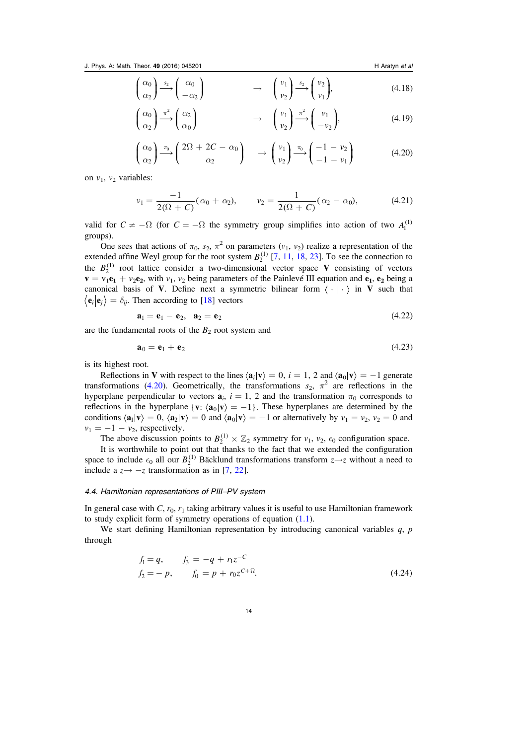$$\begin{pmatrix} \alpha_0 \\ \alpha_2 \end{pmatrix} \xrightarrow{s_2} \begin{pmatrix} \alpha_0 \\ -\alpha_2 \end{pmatrix} \qquad \rightarrow \quad \begin{pmatrix} v_1 \\ v_2 \end{pmatrix} \xrightarrow{s_2} \begin{pmatrix} v_2 \\ v_1 \end{pmatrix}, \tag{4.18}$$

$$\begin{pmatrix} \alpha_0 \\ \alpha_2 \end{pmatrix} \xrightarrow{\pi^2} \begin{pmatrix} \alpha_2 \\ \alpha_0 \end{pmatrix} \qquad \rightarrow \quad \begin{pmatrix} v_1 \\ v_2 \end{pmatrix} \xrightarrow{\pi^2} \begin{pmatrix} v_1 \\ -v_2 \end{pmatrix}, \tag{4.19}$$

$$\begin{pmatrix} \alpha_0 \\ \alpha_2 \end{pmatrix} \xrightarrow{\pi_0} \begin{pmatrix} 2\Omega + 2C - \alpha_0 \\ \alpha_2 \end{pmatrix} \quad \rightarrow \begin{pmatrix} v_1 \\ v_2 \end{pmatrix} \xrightarrow{\pi_0} \begin{pmatrix} -1 - v_2 \\ -1 - v_1 \end{pmatrix} \tag{4.20}$$

on $v_1$, $v_2$ variables:

$$v_1 = \frac{-1}{2(\Omega + C)}(\alpha_0 + \alpha_2), \qquad v_2 = \frac{1}{2(\Omega + C)}(\alpha_2 - \alpha_0), \tag{4.21}$$

valid for $C \neq -\Omega$ (for $C = -\Omega$ the symmetry group simplifies into action of two $A_1^{(1)}$ groups).

One sees that actions of $\pi_0$, $s_2$, $\pi^2$ on parameters $(v_1, v_2)$ realize a representation of the extended affine Weyl group for the root system $B_2^{(1)}$ [7, 11, 18, 23]. To see the connection to the $B_2^{(1)}$ root lattice consider a two-dimensional vector space $\mathbf{V}$ consisting of vectors $\mathbf{v} = v_1\mathbf{e}_1 + v_2\mathbf{e}_2$, with $v_1$, $v_2$ being parameters of the Painlevé III equation and $\mathbf{e}_1$, $\mathbf{e}_2$ being a canonical basis of $\mathbf{V}$. Define next a symmetric bilinear form $\langle \cdot | \cdot \rangle$ in $\mathbf{V}$ such that $\langle \mathbf{e}_i | \mathbf{e}_j \rangle = \delta_{ij}$. Then according to [18] vectors

$$\mathbf{a}_1 = \mathbf{e}_1 - \mathbf{e}_2, \quad \mathbf{a}_2 = \mathbf{e}_2 \tag{4.22}$$

are the fundamental roots of the $B_2$ root system and

$$\mathbf{a}_0 = \mathbf{e}_1 + \mathbf{e}_2 \tag{4.23}$$

is its highest root.

Reflections in $\mathbf{V}$ with respect to the lines $\langle \mathbf{a}_i | \mathbf{v} \rangle = 0$, $i = 1, 2$ and $\langle \mathbf{a}_0 | \mathbf{v} \rangle = -1$ generate transformations (4.20). Geometrically, the transformations $s_2$, $\pi^2$ are reflections in the hyperplane perpendicular to vectors $\mathbf{a}_i$, $i = 1, 2$ and the transformation $\pi_0$ corresponds to reflections in the hyperplane $\{\mathbf{v}: \langle \mathbf{a}_0 | \mathbf{v} \rangle = -1\}$. These hyperplanes are determined by the conditions $\langle \mathbf{a}_1 | \mathbf{v} \rangle = 0$, $\langle \mathbf{a}_2 | \mathbf{v} \rangle = 0$ and $\langle \mathbf{a}_0 | \mathbf{v} \rangle = -1$ or alternatively by $v_1 = v_2$, $v_2 = 0$ and $v_1 = -1 - v_2$, respectively.

The above discussion points to $B_2^{(1)} \times \mathbb{Z}_2$ symmetry for $v_1$, $v_2$, $\epsilon_0$ configuration space.

It is worthwhile to point out that thanks to the fact that we extended the configuration space to include $\epsilon_0$ all our $B_2^{(1)}$ Bäcklund transformations transform $z \to z$ without a need to include a $z \to -z$ transformation as in [7, 22].

### 4.4. Hamiltonian representations of PIII–PV system

In general case with $C$, $r_0$, $r_1$ taking arbitrary values it is useful to use Hamiltonian framework to study explicit form of symmetry operations of equation (1.1).

We start defining Hamiltonian representation by introducing canonical variables $q$, $p$ through

$$\begin{aligned} f_1 &= q, \qquad f_3 = -q + r_1 z^{-C} \\ f_2 &= -p, \qquad f_0 = p + r_0 z^{C+\Omega}. \end{aligned} \tag{4.24}$$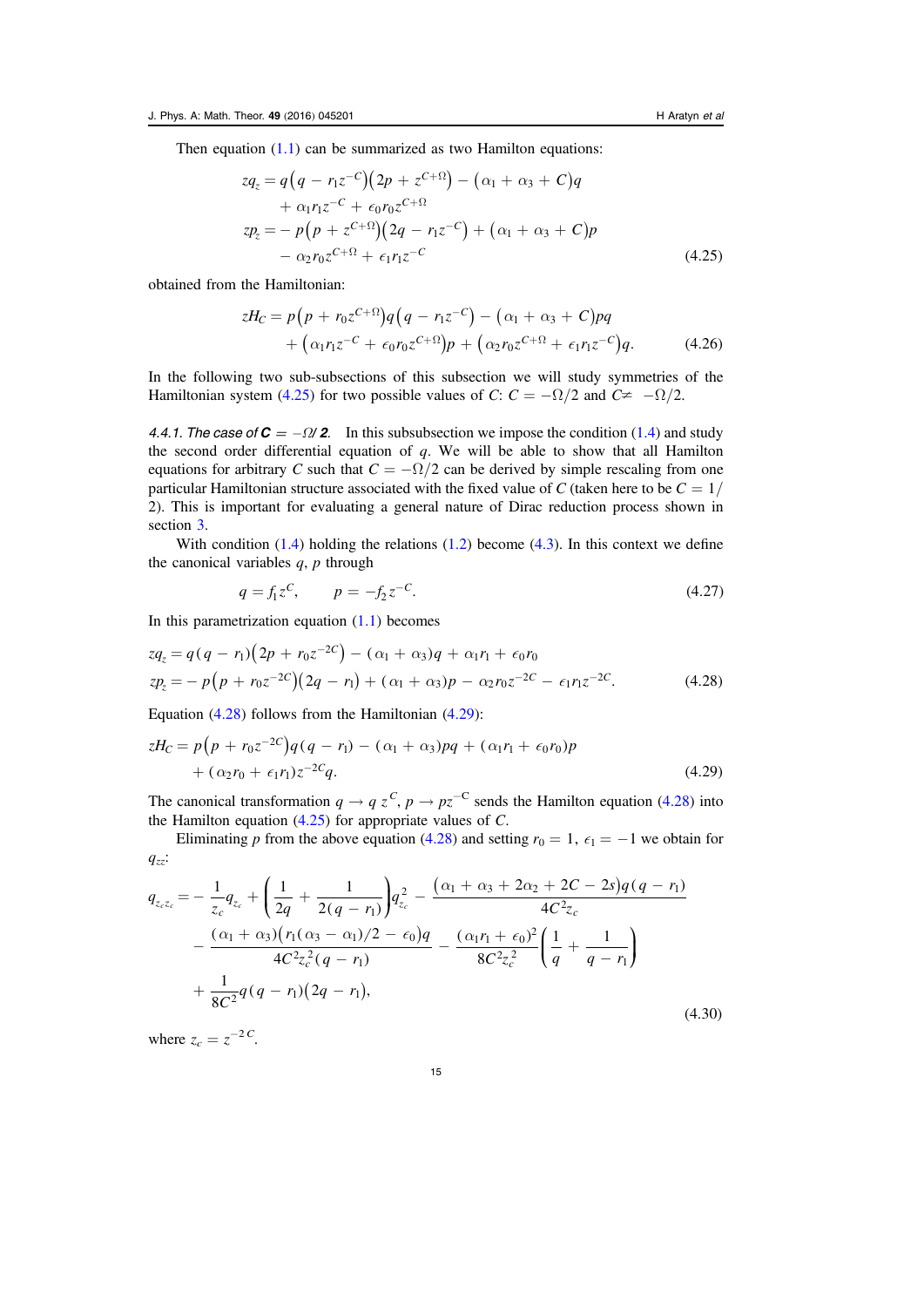Then equation (1.1) can be summarized as two Hamilton equations:

$$
\begin{aligned}
zq_z &= q\left(q - r_1 z^{-C}\right)\left(2p + z^{C+\Omega}\right) - \left(\alpha_1 + \alpha_3 + C\right)q \\
&\quad + \alpha_1 r_1 z^{-C} + \epsilon_0 r_0 z^{C+\Omega} \\
zp_z &= -p\left(p + z^{C+\Omega}\right)\left(2q - r_1 z^{-C}\right) + \left(\alpha_1 + \alpha_3 + C\right)p \\
&\quad - \alpha_2 r_0 z^{C+\Omega} + \epsilon_1 r_1 z^{-C}
\end{aligned}
\tag{4.25}
$$

obtained from the Hamiltonian:

$$
\begin{aligned}
zH_C &= p\left(p + r_0 z^{C+\Omega}\right)q\left(q - r_1 z^{-C}\right) - \left(\alpha_1 + \alpha_3 + C\right)pq \\
&\quad + \left(\alpha_1 r_1 z^{-C} + \epsilon_0 r_0 z^{C+\Omega}\right)p + \left(\alpha_2 r_0 z^{C+\Omega} + \epsilon_1 r_1 z^{-C}\right)q.
\end{aligned}
\tag{4.26}
$$

In the following two sub-subsections of this subsection we will study symmetries of the Hamiltonian system (4.25) for two possible values of $C$: $C = -\Omega/2$ and $C \neq -\Omega/2$.

*4.4.1. The case of* $\boldsymbol{C = -\Omega/2}$. In this subsubsection we impose the condition (1.4) and study the second order differential equation of $q$. We will be able to show that all Hamilton equations for arbitrary $C$ such that $C = -\Omega/2$ can be derived by simple rescaling from one particular Hamiltonian structure associated with the fixed value of $C$ (taken here to be $C = 1/2$). This is important for evaluating a general nature of Dirac reduction process shown in section 3.

With condition (1.4) holding the relations (1.2) become (4.3). In this context we define the canonical variables $q$, $p$ through

$$
q = f_1 z^C, \qquad p = -f_2 z^{-C}. \tag{4.27}
$$

In this parametrization equation (1.1) becomes

$$
\begin{aligned}
zq_z &= q(q - r_1)\left(2p + r_0 z^{-2C}\right) - (\alpha_1 + \alpha_3)q + \alpha_1 r_1 + \epsilon_0 r_0 \\
zp_z &= -p\left(p + r_0 z^{-2C}\right)\left(2q - r_1\right) + (\alpha_1 + \alpha_3)p - \alpha_2 r_0 z^{-2C} - \epsilon_1 r_1 z^{-2C}.
\end{aligned}
\tag{4.28}
$$

Equation (4.28) follows from the Hamiltonian (4.29):

$$
\begin{aligned}
zH_C &= p\left(p + r_0 z^{-2C}\right)q(q - r_1) - (\alpha_1 + \alpha_3)pq + (\alpha_1 r_1 + \epsilon_0 r_0)p \\
&\quad + (\alpha_2 r_0 + \epsilon_1 r_1)z^{-2C}q.
\end{aligned}
\tag{4.29}
$$

The canonical transformation $q \to q\, z^C$, $p \to p z^{-C}$ sends the Hamilton equation (4.28) into the Hamilton equation (4.25) for appropriate values of $C$.

Eliminating $p$ from the above equation (4.28) and setting $r_0 = 1$, $\epsilon_1 = -1$ we obtain for $q_{zz}$:

$$
\begin{aligned}
q_{z_c z_c} &= -\frac{1}{z_c}q_{z_c} + \left(\frac{1}{2q} + \frac{1}{2(q - r_1)}\right)q_{z_c}^2 - \frac{(\alpha_1 + \alpha_3 + 2\alpha_2 + 2C - 2s)q(q - r_1)}{4C^2 z_c} \\
&\quad - \frac{(\alpha_1 + \alpha_3)(r_1(\alpha_3 - \alpha_1)/2 - \epsilon_0)q}{4C^2 z_c^2 (q - r_1)} - \frac{(\alpha_1 r_1 + \epsilon_0)^2}{8C^2 z_c^2}\left(\frac{1}{q} + \frac{1}{q - r_1}\right) \\
&\quad + \frac{1}{8C^2}q(q - r_1)(2q - r_1),
\end{aligned}
\tag{4.30}
$$

where $z_c = z^{-2C}$.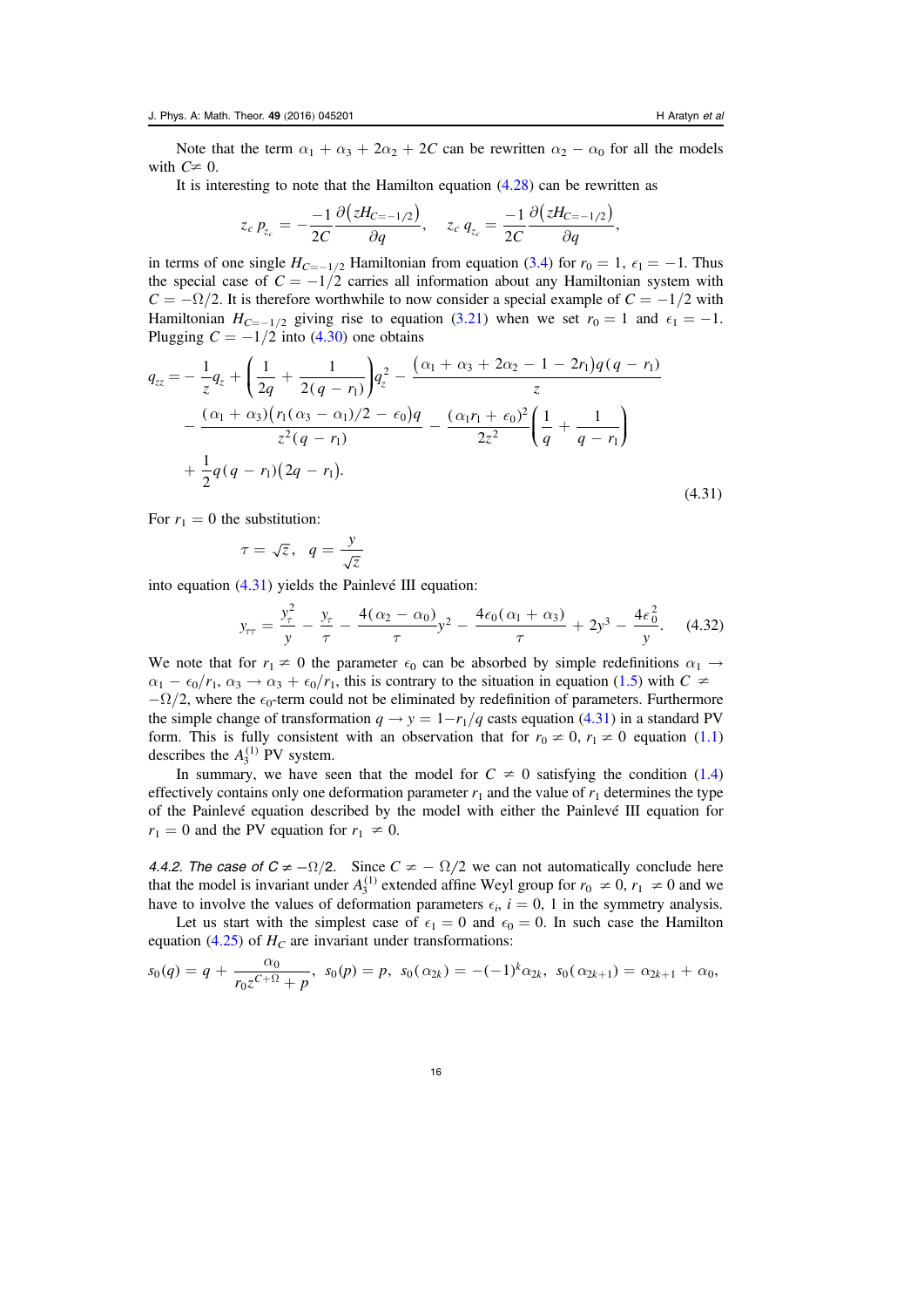Note that the term $\alpha_1 + \alpha_3 + 2\alpha_2 + 2C$ can be rewritten $\alpha_2 - \alpha_0$ for all the models with $C \neq 0$.

It is interesting to note that the Hamilton equation (4.28) can be rewritten as

$$z_c\, p_{z_c} = -\frac{-1}{2C}\frac{\partial\left(zH_{C=-1/2}\right)}{\partial q}, \quad z_c\, q_{z_c} = \frac{-1}{2C}\frac{\partial\left(zH_{C=-1/2}\right)}{\partial q},$$

in terms of one single $H_{C=-1/2}$ Hamiltonian from equation (3.4) for $r_0 = 1$, $\epsilon_1 = -1$. Thus the special case of $C = -1/2$ carries all information about any Hamiltonian system with $C = -\Omega/2$. It is therefore worthwhile to now consider a special example of $C = -1/2$ with Hamiltonian $H_{C=-1/2}$ giving rise to equation (3.21) when we set $r_0 = 1$ and $\epsilon_1 = -1$. Plugging $C = -1/2$ into (4.30) one obtains

$$\begin{aligned}
q_{zz} = &-\frac{1}{z}q_z + \left(\frac{1}{2q} + \frac{1}{2(q-r_1)}\right)q_z^2 - \frac{(\alpha_1 + \alpha_3 + 2\alpha_2 - 1 - 2r_1)q(q-r_1)}{z} \\
&- \frac{(\alpha_1+\alpha_3)\left(r_1(\alpha_3-\alpha_1)/2 - \epsilon_0\right)q}{z^2(q-r_1)} - \frac{(\alpha_1 r_1 + \epsilon_0)^2}{2z^2}\left(\frac{1}{q} + \frac{1}{q-r_1}\right) \\
&+ \frac{1}{2}q(q-r_1)(2q-r_1).
\end{aligned} \tag{4.31}$$

For $r_1 = 0$ the substitution:

$$\tau = \sqrt{z}, \quad q = \frac{y}{\sqrt{z}}$$

into equation (4.31) yields the Painlevé III equation:

$$y_{\tau\tau} = \frac{y_\tau^2}{y} - \frac{y_\tau}{\tau} - \frac{4(\alpha_2 - \alpha_0)}{\tau}y^2 - \frac{4\epsilon_0(\alpha_1+\alpha_3)}{\tau} + 2y^3 - \frac{4\epsilon_0^2}{y}. \tag{4.32}$$

We note that for $r_1 \neq 0$ the parameter $\epsilon_0$ can be absorbed by simple redefinitions $\alpha_1 \to \alpha_1 - \epsilon_0/r_1$, $\alpha_3 \to \alpha_3 + \epsilon_0/r_1$, this is contrary to the situation in equation (1.5) with $C \neq -\Omega/2$, where the $\epsilon_0$-term could not be eliminated by redefinition of parameters. Furthermore the simple change of transformation $q \to y = 1 - r_1/q$ casts equation (4.31) in a standard PV form. This is fully consistent with an observation that for $r_0 \neq 0$, $r_1 \neq 0$ equation (1.1) describes the $A_3^{(1)}$ PV system.

In summary, we have seen that the model for $C \neq 0$ satisfying the condition (1.4) effectively contains only one deformation parameter $r_1$ and the value of $r_1$ determines the type of the Painlevé equation described by the model with either the Painlevé III equation for $r_1 = 0$ and the PV equation for $r_1 \neq 0$.

*4.4.2. The case of $C \neq -\Omega/2$.* Since $C \neq -\Omega/2$ we can not automatically conclude here that the model is invariant under $A_3^{(1)}$ extended affine Weyl group for $r_0 \neq 0$, $r_1 \neq 0$ and we have to involve the values of deformation parameters $\epsilon_i$, $i = 0, 1$ in the symmetry analysis.

Let us start with the simplest case of $\epsilon_1 = 0$ and $\epsilon_0 = 0$. In such case the Hamilton equation (4.25) of $H_C$ are invariant under transformations:

$$s_0(q) = q + \frac{\alpha_0}{r_0 z^{C+\Omega} + p}, \;\; s_0(p) = p, \;\; s_0(\alpha_{2k}) = -(-1)^k\alpha_{2k}, \;\; s_0(\alpha_{2k+1}) = \alpha_{2k+1} + \alpha_0,$$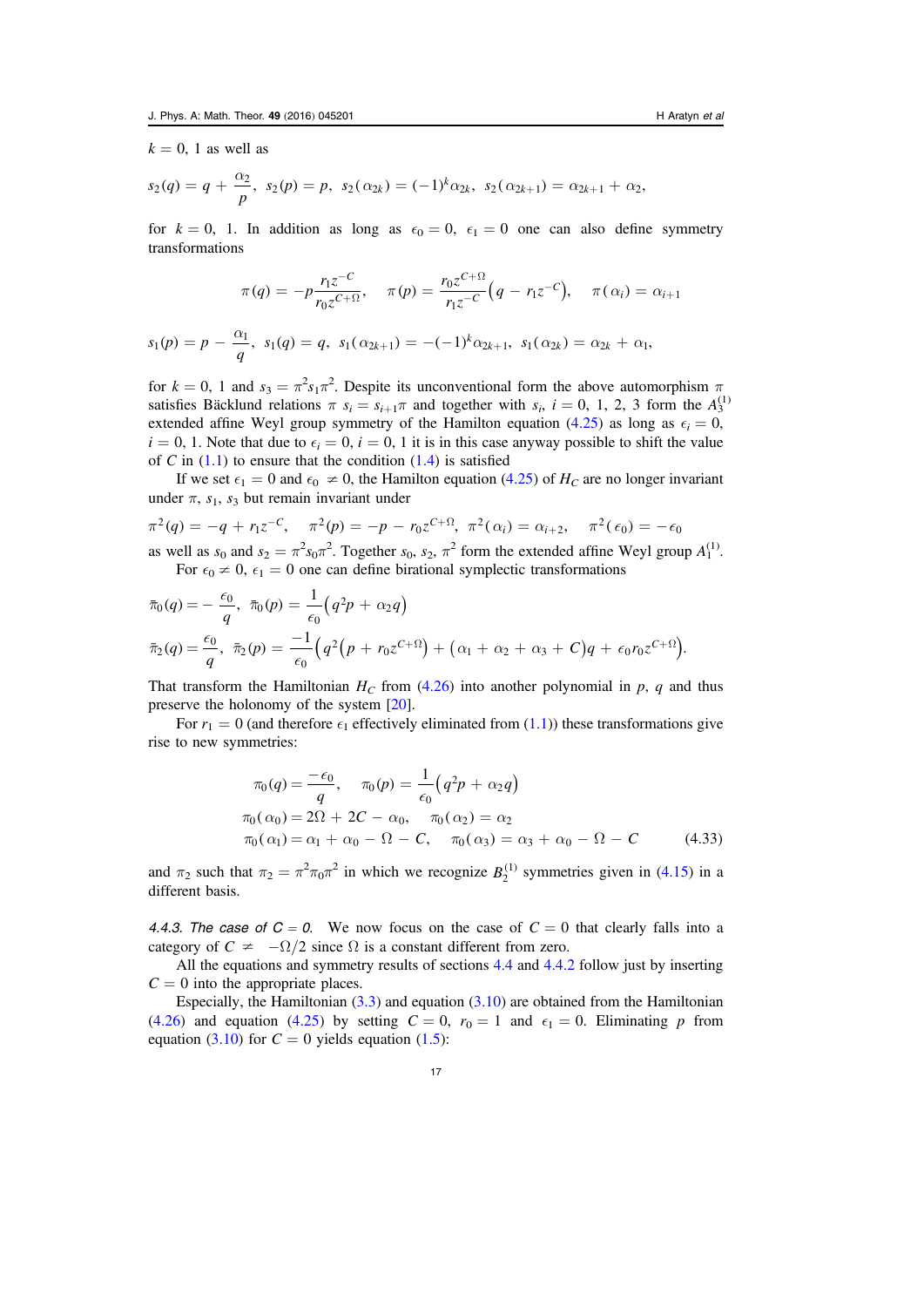$k = 0, 1$ as well as

$$s_2(q) = q + \frac{\alpha_2}{p},\;\; s_2(p) = p,\;\; s_2(\alpha_{2k}) = (-1)^k \alpha_{2k},\;\; s_2(\alpha_{2k+1}) = \alpha_{2k+1} + \alpha_2,$$

for $k = 0, 1$. In addition as long as $\epsilon_0 = 0, \; \epsilon_1 = 0$ one can also define symmetry transformations

$$\pi(q) = -p\frac{r_1 z^{-C}}{r_0 z^{C+\Omega}}, \quad \pi(p) = \frac{r_0 z^{C+\Omega}}{r_1 z^{-C}}\big(q - r_1 z^{-C}\big), \quad \pi(\alpha_i) = \alpha_{i+1}$$

$$s_1(p) = p - \frac{\alpha_1}{q},\;\; s_1(q) = q,\;\; s_1(\alpha_{2k+1}) = -(-1)^k \alpha_{2k+1},\;\; s_1(\alpha_{2k}) = \alpha_{2k} + \alpha_1,$$

for $k = 0, 1$ and $s_3 = \pi^2 s_1 \pi^2$. Despite its unconventional form the above automorphism $\pi$ satisfies Bäcklund relations $\pi\, s_i = s_{i+1}\pi$ and together with $s_i$, $i = 0, 1, 2, 3$ form the $A_3^{(1)}$ extended affine Weyl group symmetry of the Hamilton equation (4.25) as long as $\epsilon_i = 0$, $i = 0, 1$. Note that due to $\epsilon_i = 0, i = 0, 1$ it is in this case anyway possible to shift the value of $C$ in (1.1) to ensure that the condition (1.4) is satisfied

If we set $\epsilon_1 = 0$ and $\epsilon_0 \neq 0$, the Hamilton equation (4.25) of $H_C$ are no longer invariant under $\pi$, $s_1$, $s_3$ but remain invariant under

$$\pi^2(q) = -q + r_1 z^{-C}, \quad \pi^2(p) = -p - r_0 z^{C+\Omega}, \;\; \pi^2(\alpha_i) = \alpha_{i+2}, \quad \pi^2(\epsilon_0) = -\epsilon_0$$

as well as $s_0$ and $s_2 = \pi^2 s_0 \pi^2$. Together $s_0$, $s_2$, $\pi^2$ form the extended affine Weyl group $A_1^{(1)}$.

For $\epsilon_0 \neq 0$, $\epsilon_1 = 0$ one can define birational symplectic transformations

$$\bar{\pi}_0(q) = -\frac{\epsilon_0}{q},\;\; \bar{\pi}_0(p) = \frac{1}{\epsilon_0}\big(q^2 p + \alpha_2 q\big)$$

$$\bar{\pi}_2(q) = \frac{\epsilon_0}{q},\;\; \bar{\pi}_2(p) = \frac{-1}{\epsilon_0}\Big(q^2\big(p + r_0 z^{C+\Omega}\big) + \big(\alpha_1 + \alpha_2 + \alpha_3 + C\big)q + \epsilon_0 r_0 z^{C+\Omega}\Big).$$

That transform the Hamiltonian $H_C$ from (4.26) into another polynomial in $p$, $q$ and thus preserve the holonomy of the system [20].

For $r_1 = 0$ (and therefore $\epsilon_1$ effectively eliminated from (1.1)) these transformations give rise to new symmetries:

$$\begin{aligned}
&\pi_0(q) = \frac{-\epsilon_0}{q}, \quad \pi_0(p) = \frac{1}{\epsilon_0}\big(q^2 p + \alpha_2 q\big)\\
&\pi_0(\alpha_0) = 2\Omega + 2C - \alpha_0, \quad \pi_0(\alpha_2) = \alpha_2\\
&\pi_0(\alpha_1) = \alpha_1 + \alpha_0 - \Omega - C, \quad \pi_0(\alpha_3) = \alpha_3 + \alpha_0 - \Omega - C
\end{aligned} \tag{4.33}$$

and $\pi_2$ such that $\pi_2 = \pi^2 \pi_0 \pi^2$ in which we recognize $B_2^{(1)}$ symmetries given in (4.15) in a different basis.

*4.4.3. The case of $C = 0$.* We now focus on the case of $C = 0$ that clearly falls into a category of $C \neq -\Omega/2$ since $\Omega$ is a constant different from zero.

All the equations and symmetry results of sections 4.4 and 4.4.2 follow just by inserting $C = 0$ into the appropriate places.

Especially, the Hamiltonian (3.3) and equation (3.10) are obtained from the Hamiltonian (4.26) and equation (4.25) by setting $C = 0$, $r_0 = 1$ and $\epsilon_1 = 0$. Eliminating $p$ from equation (3.10) for $C = 0$ yields equation (1.5):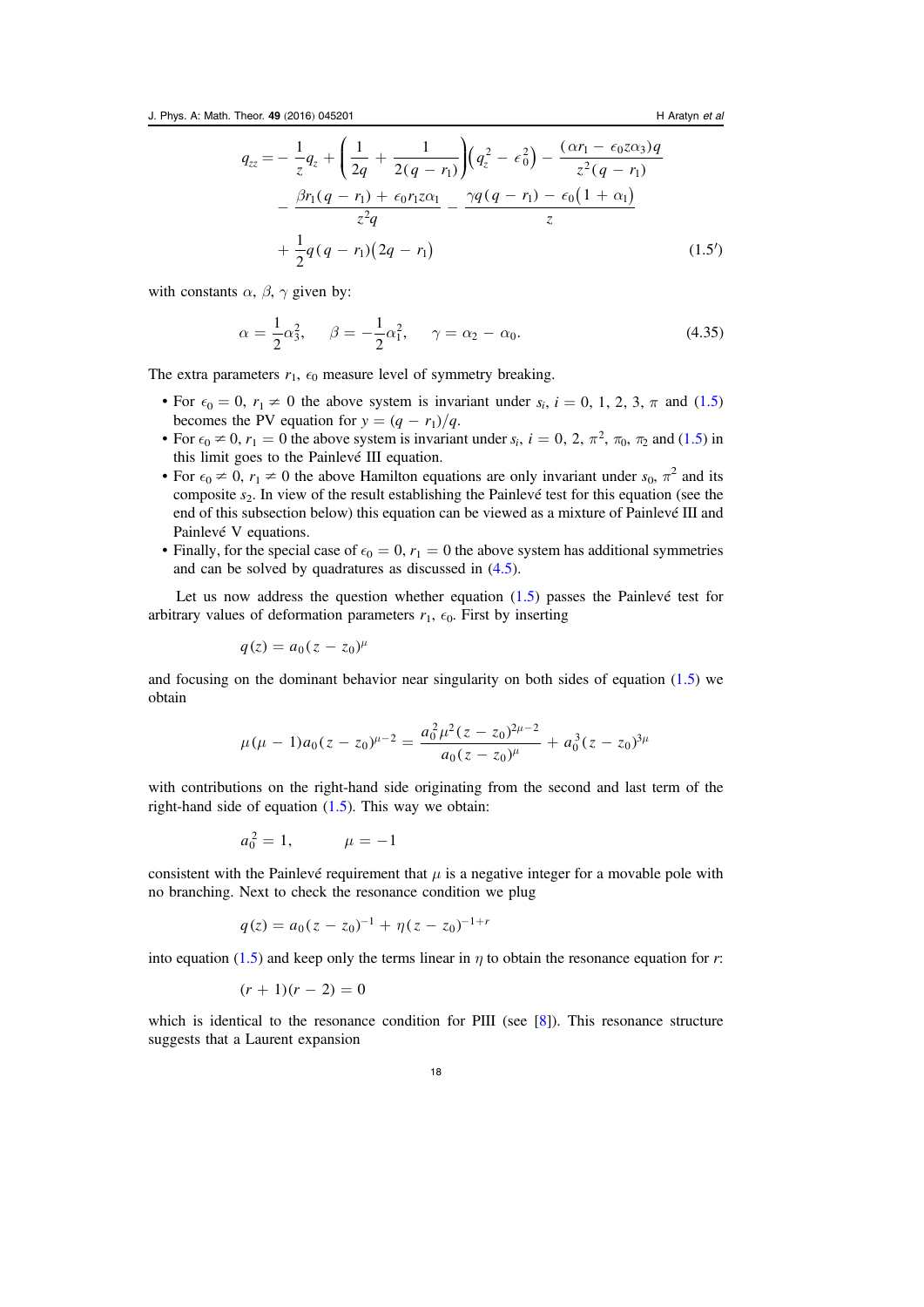$$
\begin{aligned}
q_{zz} = & -\frac{1}{z} q_z + \left( \frac{1}{2q} + \frac{1}{2(q - r_1)} \right) \left( q_z^2 - \epsilon_0^2 \right) - \frac{(\alpha r_1 - \epsilon_0 z \alpha_3) q}{z^2 (q - r_1)} \\
& - \frac{\beta r_1 (q - r_1) + \epsilon_0 r_1 z \alpha_1}{z^2 q} - \frac{\gamma q (q - r_1) - \epsilon_0 \left(1 + \alpha_1\right)}{z} \\
& + \frac{1}{2} q (q - r_1) (2q - r_1)
\end{aligned} \tag{1.5$'$}
$$

with constants $\alpha$, $\beta$, $\gamma$ given by:

$$
\alpha = \frac{1}{2}\alpha_3^2, \qquad \beta = -\frac{1}{2}\alpha_1^2, \qquad \gamma = \alpha_2 - \alpha_0. \tag{4.35}
$$

The extra parameters $r_1$, $\epsilon_0$ measure level of symmetry breaking.

- For $\epsilon_0 = 0$, $r_1 \neq 0$ the above system is invariant under $s_i$, $i = 0, 1, 2, 3, \pi$ and (1.5) becomes the PV equation for $y = (q - r_1)/q$.
- For $\epsilon_0 \neq 0$, $r_1 = 0$ the above system is invariant under $s_i$, $i = 0, 2, \pi^2, \pi_0, \pi_2$ and (1.5) in this limit goes to the Painlevé III equation.
- For $\epsilon_0 \neq 0$, $r_1 \neq 0$ the above Hamilton equations are only invariant under $s_0$, $\pi^2$ and its composite $s_2$. In view of the result establishing the Painlevé test for this equation (see the end of this subsection below) this equation can be viewed as a mixture of Painlevé III and Painlevé V equations.
- Finally, for the special case of $\epsilon_0 = 0$, $r_1 = 0$ the above system has additional symmetries and can be solved by quadratures as discussed in (4.5).

Let us now address the question whether equation (1.5) passes the Painlevé test for arbitrary values of deformation parameters $r_1$, $\epsilon_0$. First by inserting

$$
q(z) = a_0 (z - z_0)^{\mu}
$$

and focusing on the dominant behavior near singularity on both sides of equation (1.5) we obtain

$$
\mu(\mu - 1) a_0 (z - z_0)^{\mu - 2} = \frac{a_0^2 \mu^2 (z - z_0)^{2\mu - 2}}{a_0 (z - z_0)^{\mu}} + a_0^3 (z - z_0)^{3\mu}
$$

with contributions on the right-hand side originating from the second and last term of the right-hand side of equation (1.5). This way we obtain:

$$
a_0^2 = 1, \qquad \mu = -1
$$

consistent with the Painlevé requirement that $\mu$ is a negative integer for a movable pole with no branching. Next to check the resonance condition we plug

$$
q(z) = a_0 (z - z_0)^{-1} + \eta (z - z_0)^{-1 + r}
$$

into equation (1.5) and keep only the terms linear in $\eta$ to obtain the resonance equation for $r$:

$$
(r + 1)(r - 2) = 0
$$

which is identical to the resonance condition for PIII (see [8]). This resonance structure suggests that a Laurent expansion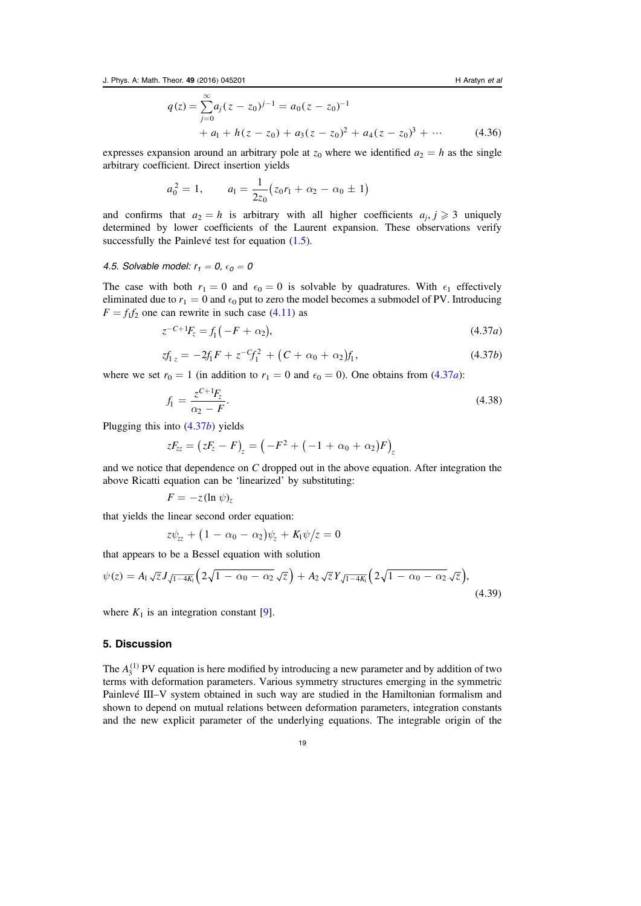$$q(z) = \sum_{j=0}^{\infty} a_j (z - z_0)^{j-1} = a_0 (z - z_0)^{-1} + a_1 + h(z - z_0) + a_3 (z - z_0)^2 + a_4 (z - z_0)^3 + \cdots \tag{4.36}$$

expresses expansion around an arbitrary pole at $z_0$ where we identified $a_2 = h$ as the single arbitrary coefficient. Direct insertion yields

$$a_0^2 = 1, \qquad a_1 = \frac{1}{2z_0}\left(z_0 r_1 + \alpha_2 - \alpha_0 \pm 1\right)$$

and confirms that $a_2 = h$ is arbitrary with all higher coefficients $a_j, j \geqslant 3$ uniquely determined by lower coefficients of the Laurent expansion. These observations verify successfully the Painlevé test for equation (1.5).

### 4.5. Solvable model: $r_1 = 0$, $\epsilon_0 = 0$

The case with both $r_1 = 0$ and $\epsilon_0 = 0$ is solvable by quadratures. With $\epsilon_1$ effectively eliminated due to $r_1 = 0$ and $\epsilon_0$ put to zero the model becomes a submodel of PV. Introducing $F = f_1 f_2$ one can rewrite in such case (4.11) as

$$z^{-C+1} F_z = f_1\left(-F + \alpha_2\right), \tag{4.37a}$$

$$z f_{1\,z} = -2 f_1 F + z^{-C} f_1^2 + \left(C + \alpha_0 + \alpha_2\right) f_1, \tag{4.37b}$$

where we set $r_0 = 1$ (in addition to $r_1 = 0$ and $\epsilon_0 = 0$). One obtains from (4.37a):

$$f_1 = \frac{z^{C+1} F_z}{\alpha_2 - F}. \tag{4.38}$$

Plugging this into (4.37b) yields

$$z F_{zz} = \left(z F_z - F\right)_z = \left(-F^2 + \left(-1 + \alpha_0 + \alpha_2\right) F\right)_z$$

and we notice that dependence on $C$ dropped out in the above equation. After integration the above Ricatti equation can be 'linearized' by substituting:

$$F = -z(\ln \psi)_z$$

that yields the linear second order equation:

$$z \psi_{zz} + \left(1 - \alpha_0 - \alpha_2\right) \psi_z + K_1 \psi / z = 0$$

that appears to be a Bessel equation with solution

$$\psi(z) = A_1 \sqrt{z} J_{\sqrt{1-4K_1}}\left(2\sqrt{1 - \alpha_0 - \alpha_2}\,\sqrt{z}\right) + A_2 \sqrt{z} Y_{\sqrt{1-4K_1}}\left(2\sqrt{1 - \alpha_0 - \alpha_2}\,\sqrt{z}\right), \tag{4.39}$$

where $K_1$ is an integration constant [9].

## 5. Discussion

The $A_3^{(1)}$ PV equation is here modified by introducing a new parameter and by addition of two terms with deformation parameters. Various symmetry structures emerging in the symmetric Painlevé III–V system obtained in such way are studied in the Hamiltonian formalism and shown to depend on mutual relations between deformation parameters, integration constants and the new explicit parameter of the underlying equations. The integrable origin of the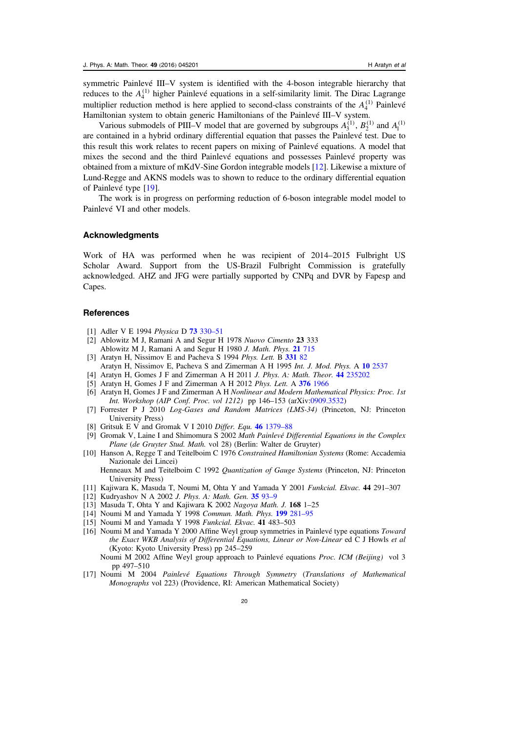symmetric Painlevé III–V system is identified with the 4-boson integrable hierarchy that reduces to the $A_4^{(1)}$ higher Painlevé equations in a self-similarity limit. The Dirac Lagrange multiplier reduction method is here applied to second-class constraints of the $A_4^{(1)}$ Painlevé Hamiltonian system to obtain generic Hamiltonians of the Painlevé III–V system.

Various submodels of PIII–V model that are governed by subgroups $A_3^{(1)}$, $B_2^{(1)}$ and $A_1^{(1)}$ are contained in a hybrid ordinary differential equation that passes the Painlevé test. Due to this result this work relates to recent papers on mixing of Painlevé equations. A model that mixes the second and the third Painlevé equations and possesses Painlevé property was obtained from a mixture of mKdV-Sine Gordon integrable models [12]. Likewise a mixture of Lund-Regge and AKNS models was to shown to reduce to the ordinary differential equation of Painlevé type [19].

The work is in progress on performing reduction of 6-boson integrable model model to Painlevé VI and other models.

## Acknowledgments

Work of HA was performed when he was recipient of 2014–2015 Fulbright US Scholar Award. Support from the US-Brazil Fulbright Commission is gratefully acknowledged. AHZ and JFG were partially supported by CNPq and DVR by Fapesp and Capes.

## References

[1] Adler V E 1994 *Physica* D **73** 330–51

[2] Ablowitz M J, Ramani A and Segur H 1978 *Nuovo Cimento* **23** 333
Ablowitz M J, Ramani A and Segur H 1980 *J. Math. Phys.* **21** 715

[3] Aratyn H, Nissimov E and Pacheva S 1994 *Phys. Lett.* B **331** 82
Aratyn H, Nissimov E, Pacheva S and Zimerman A H 1995 *Int. J. Mod. Phys.* A **10** 2537

[4] Aratyn H, Gomes J F and Zimerman A H 2011 *J. Phys. A: Math. Theor.* **44** 235202

[5] Aratyn H, Gomes J F and Zimerman A H 2012 *Phys. Lett.* A **376** 1966

[6] Aratyn H, Gomes J F and Zimerman A H *Nonlinear and Modern Mathematical Physics: Proc. 1st Int. Workshop (AIP Conf. Proc. vol 1212)* pp 146–153 (arXiv:0909.3532)

[7] Forrester P J 2010 *Log-Gases and Random Matrices (LMS-34)* (Princeton, NJ: Princeton University Press)

[8] Gritsuk E V and Gromak V I 2010 *Differ. Equ.* **46** 1379–88

[9] Gromak V, Laine I and Shimomura S 2002 *Math Painlevé Differential Equations in the Complex Plane* (*de Gruyter Stud. Math.* vol 28) (Berlin: Walter de Gruyter)

[10] Hanson A, Regge T and Teitelboim C 1976 *Constrained Hamiltonian Systems* (Rome: Accademia Nazionale dei Lincei)
Henneaux M and Teitelboim C 1992 *Quantization of Gauge Systems* (Princeton, NJ: Princeton University Press)

[11] Kajiwara K, Masuda T, Noumi M, Ohta Y and Yamada Y 2001 *Funkcial. Ekvac.* **44** 291–307

[12] Kudryashov N A 2002 *J. Phys. A: Math. Gen.* **35** 93–9

[13] Masuda T, Ohta Y and Kajiwara K 2002 *Nagoya Math. J.* **168** 1–25

[14] Noumi M and Yamada Y 1998 *Commun. Math. Phys.* **199** 281–95

[15] Noumi M and Yamada Y 1998 *Funkcial. Ekvac.* **41** 483–503

[16] Noumi M and Yamada Y 2000 Affine Weyl group symmetries in Painlevé type equations *Toward the Exact WKB Analysis of Differential Equations, Linear or Non-Linear* ed C J Howls *et al* (Kyoto: Kyoto University Press) pp 245–259
Noumi M 2002 Affine Weyl group approach to Painlevé equations *Proc. ICM (Beijing)* vol 3 pp 497–510

[17] Noumi M 2004 *Painlevé Equations Through Symmetry* (*Translations of Mathematical Monographs* vol 223) (Providence, RI: American Mathematical Society)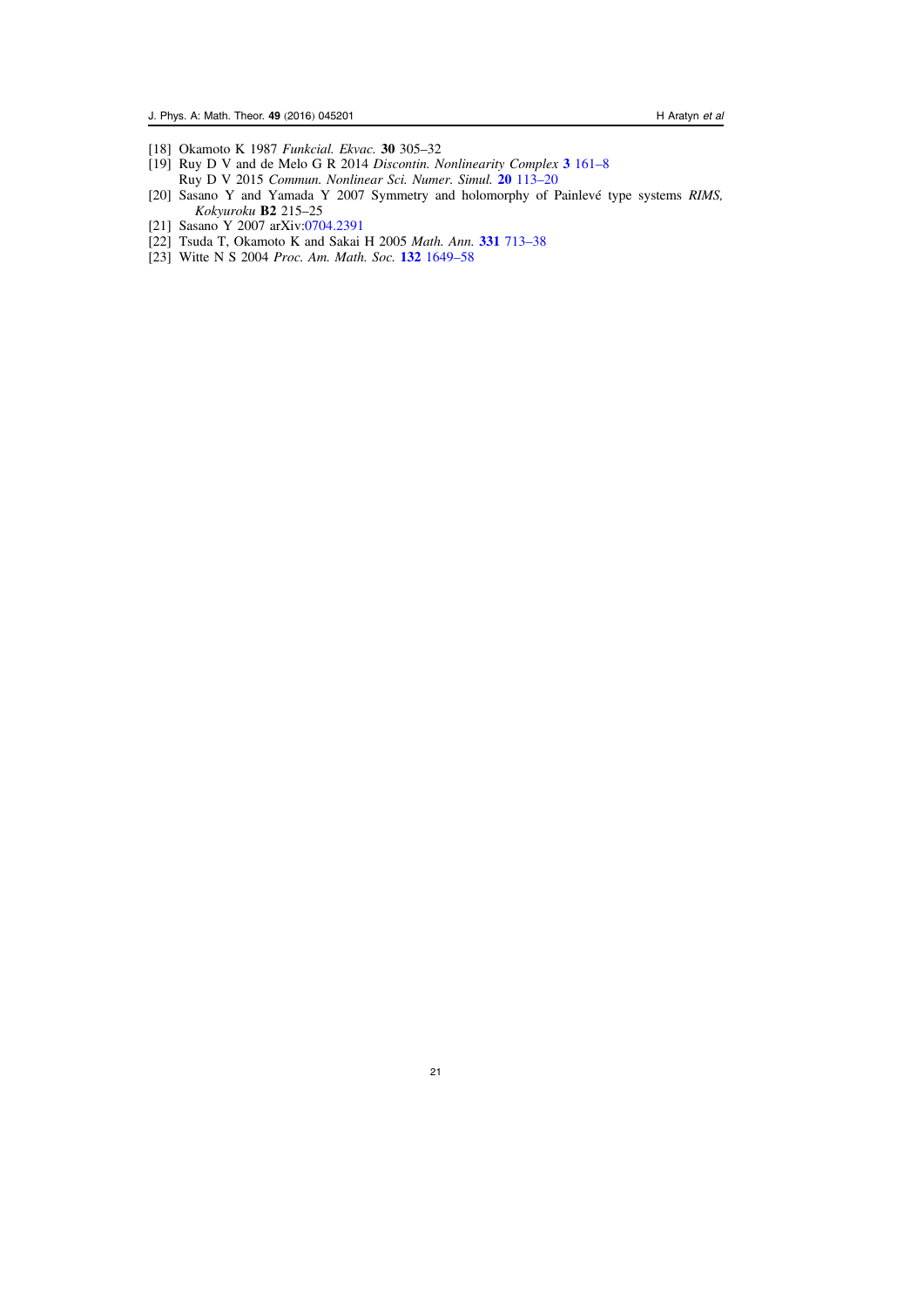[18] Okamoto K 1987 *Funkcial. Ekvac.* **30** 305–32

[19] Ruy D V and de Melo G R 2014 *Discontin. Nonlinearity Complex* **3** 161–8
Ruy D V 2015 *Commun. Nonlinear Sci. Numer. Simul.* **20** 113–20

[20] Sasano Y and Yamada Y 2007 Symmetry and holomorphy of Painlevé type systems *RIMS, Kokyuroku* **B2** 215–25

[21] Sasano Y 2007 arXiv:0704.2391

[22] Tsuda T, Okamoto K and Sakai H 2005 *Math. Ann.* **331** 713–38

[23] Witte N S 2004 *Proc. Am. Math. Soc.* **132** 1649–58